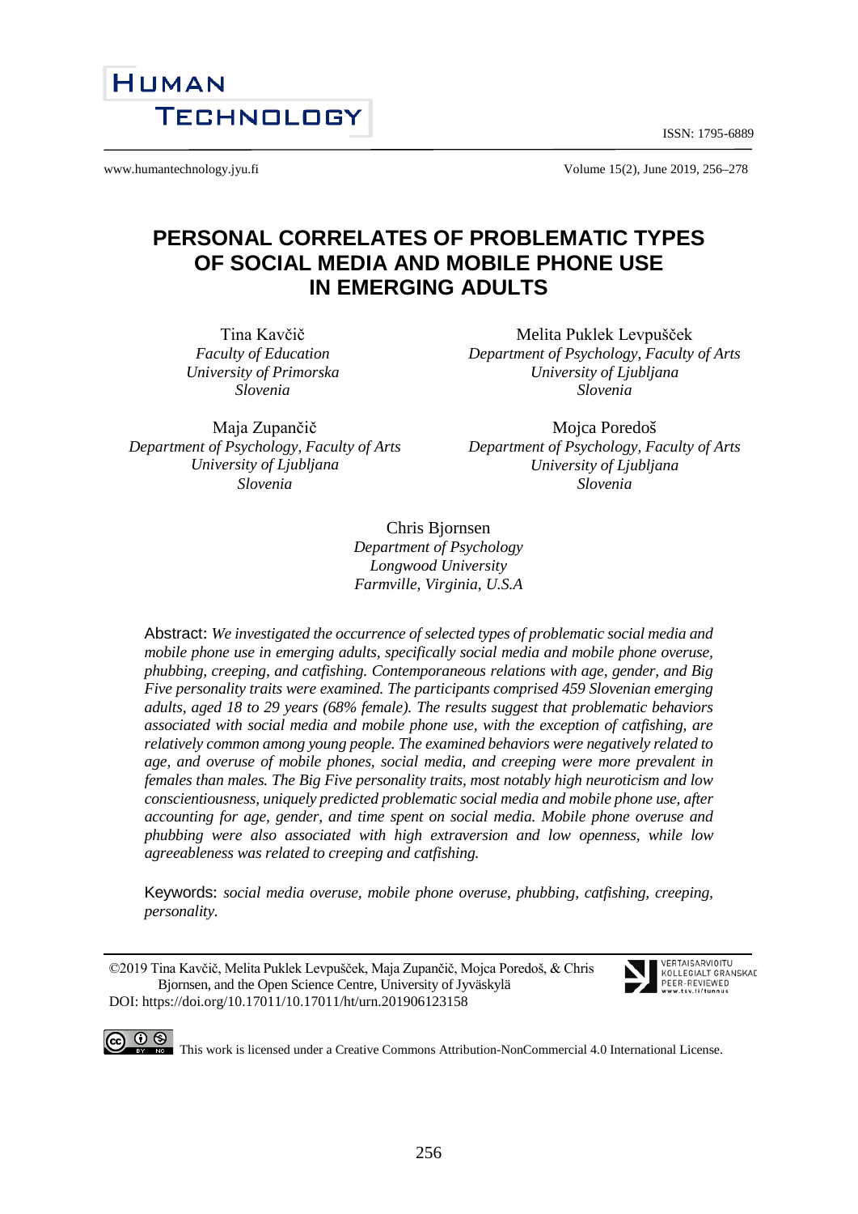# PERSONAL CORRELATES OF PROBLEMATIC TYPES OF SOCIAL MEDIA AND MOBILE PHONE USE IN EMERGING ADULTS

Tina Kavčič
*Faculty of Education*
*University of Primorska*
*Slovenia*

Melita Puklek Levpušček
*Department of Psychology, Faculty of Arts*
*University of Ljubljana*
*Slovenia*

Maja Zupančič
*Department of Psychology, Faculty of Arts*
*University of Ljubljana*
*Slovenia*

Mojca Poredoš
*Department of Psychology, Faculty of Arts*
*University of Ljubljana*
*Slovenia*

Chris Bjornsen
*Department of Psychology*
*Longwood University*
*Farmville, Virginia, U.S.A*

Abstract: *We investigated the occurrence of selected types of problematic social media and mobile phone use in emerging adults, specifically social media and mobile phone overuse, phubbing, creeping, and catfishing. Contemporaneous relations with age, gender, and Big Five personality traits were examined. The participants comprised 459 Slovenian emerging adults, aged 18 to 29 years (68% female). The results suggest that problematic behaviors associated with social media and mobile phone use, with the exception of catfishing, are relatively common among young people. The examined behaviors were negatively related to age, and overuse of mobile phones, social media, and creeping were more prevalent in females than males. The Big Five personality traits, most notably high neuroticism and low conscientiousness, uniquely predicted problematic social media and mobile phone use, after accounting for age, gender, and time spent on social media. Mobile phone overuse and phubbing were also associated with high extraversion and low openness, while low agreeableness was related to creeping and catfishing.*

Keywords: *social media overuse, mobile phone overuse, phubbing, catfishing, creeping, personality.*

©2019 Tina Kavčič, Melita Puklek Levpušček, Maja Zupančič, Mojca Poredoš, & Chris Bjornsen, and the Open Science Centre, University of Jyväskylä
DOI: https://doi.org/10.17011/10.17011/ht/urn.201906123158

This work is licensed under a Creative Commons Attribution-NonCommercial 4.0 International License.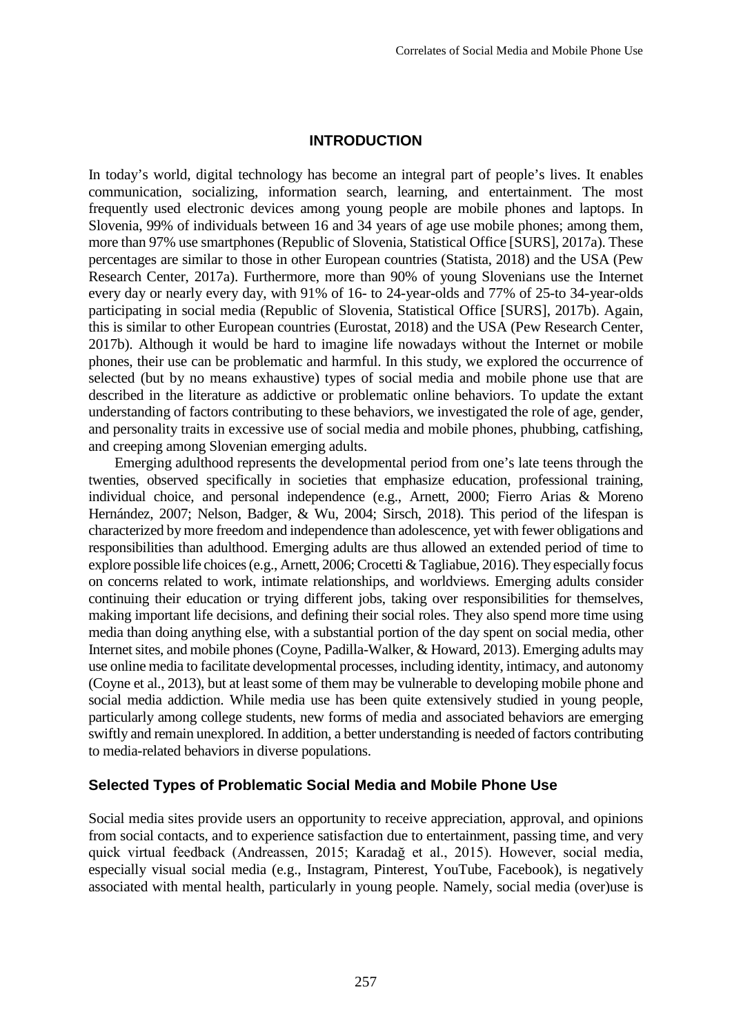## INTRODUCTION

In today's world, digital technology has become an integral part of people's lives. It enables communication, socializing, information search, learning, and entertainment. The most frequently used electronic devices among young people are mobile phones and laptops. In Slovenia, 99% of individuals between 16 and 34 years of age use mobile phones; among them, more than 97% use smartphones (Republic of Slovenia, Statistical Office [SURS], 2017a). These percentages are similar to those in other European countries (Statista, 2018) and the USA (Pew Research Center, 2017a). Furthermore, more than 90% of young Slovenians use the Internet every day or nearly every day, with 91% of 16- to 24-year-olds and 77% of 25-to 34-year-olds participating in social media (Republic of Slovenia, Statistical Office [SURS], 2017b). Again, this is similar to other European countries (Eurostat, 2018) and the USA (Pew Research Center, 2017b). Although it would be hard to imagine life nowadays without the Internet or mobile phones, their use can be problematic and harmful. In this study, we explored the occurrence of selected (but by no means exhaustive) types of social media and mobile phone use that are described in the literature as addictive or problematic online behaviors. To update the extant understanding of factors contributing to these behaviors, we investigated the role of age, gender, and personality traits in excessive use of social media and mobile phones, phubbing, catfishing, and creeping among Slovenian emerging adults.

Emerging adulthood represents the developmental period from one's late teens through the twenties, observed specifically in societies that emphasize education, professional training, individual choice, and personal independence (e.g., Arnett, 2000; Fierro Arias & Moreno Hernández, 2007; Nelson, Badger, & Wu, 2004; Sirsch, 2018). This period of the lifespan is characterized by more freedom and independence than adolescence, yet with fewer obligations and responsibilities than adulthood. Emerging adults are thus allowed an extended period of time to explore possible life choices (e.g., Arnett, 2006; Crocetti & Tagliabue, 2016). They especially focus on concerns related to work, intimate relationships, and worldviews. Emerging adults consider continuing their education or trying different jobs, taking over responsibilities for themselves, making important life decisions, and defining their social roles. They also spend more time using media than doing anything else, with a substantial portion of the day spent on social media, other Internet sites, and mobile phones (Coyne, Padilla-Walker, & Howard, 2013). Emerging adults may use online media to facilitate developmental processes, including identity, intimacy, and autonomy (Coyne et al., 2013), but at least some of them may be vulnerable to developing mobile phone and social media addiction. While media use has been quite extensively studied in young people, particularly among college students, new forms of media and associated behaviors are emerging swiftly and remain unexplored. In addition, a better understanding is needed of factors contributing to media-related behaviors in diverse populations.

### Selected Types of Problematic Social Media and Mobile Phone Use

Social media sites provide users an opportunity to receive appreciation, approval, and opinions from social contacts, and to experience satisfaction due to entertainment, passing time, and very quick virtual feedback (Andreassen, 2015; Karadağ et al., 2015). However, social media, especially visual social media (e.g., Instagram, Pinterest, YouTube, Facebook), is negatively associated with mental health, particularly in young people. Namely, social media (over)use is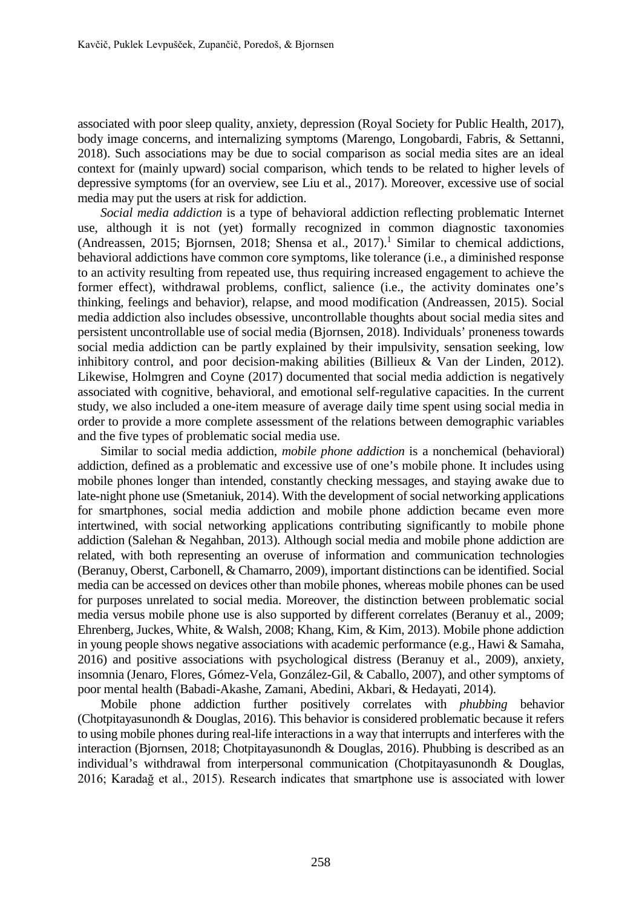associated with poor sleep quality, anxiety, depression (Royal Society for Public Health, 2017), body image concerns, and internalizing symptoms (Marengo, Longobardi, Fabris, & Settanni, 2018). Such associations may be due to social comparison as social media sites are an ideal context for (mainly upward) social comparison, which tends to be related to higher levels of depressive symptoms (for an overview, see Liu et al., 2017). Moreover, excessive use of social media may put the users at risk for addiction.

*Social media addiction* is a type of behavioral addiction reflecting problematic Internet use, although it is not (yet) formally recognized in common diagnostic taxonomies (Andreassen, 2015; Bjornsen, 2018; Shensa et al., 2017).[1] Similar to chemical addictions, behavioral addictions have common core symptoms, like tolerance (i.e., a diminished response to an activity resulting from repeated use, thus requiring increased engagement to achieve the former effect), withdrawal problems, conflict, salience (i.e., the activity dominates one's thinking, feelings and behavior), relapse, and mood modification (Andreassen, 2015). Social media addiction also includes obsessive, uncontrollable thoughts about social media sites and persistent uncontrollable use of social media (Bjornsen, 2018). Individuals' proneness towards social media addiction can be partly explained by their impulsivity, sensation seeking, low inhibitory control, and poor decision-making abilities (Billieux & Van der Linden, 2012). Likewise, Holmgren and Coyne (2017) documented that social media addiction is negatively associated with cognitive, behavioral, and emotional self-regulative capacities. In the current study, we also included a one-item measure of average daily time spent using social media in order to provide a more complete assessment of the relations between demographic variables and the five types of problematic social media use.

Similar to social media addiction, *mobile phone addiction* is a nonchemical (behavioral) addiction, defined as a problematic and excessive use of one's mobile phone. It includes using mobile phones longer than intended, constantly checking messages, and staying awake due to late-night phone use (Smetaniuk, 2014). With the development of social networking applications for smartphones, social media addiction and mobile phone addiction became even more intertwined, with social networking applications contributing significantly to mobile phone addiction (Salehan & Negahban, 2013). Although social media and mobile phone addiction are related, with both representing an overuse of information and communication technologies (Beranuy, Oberst, Carbonell, & Chamarro, 2009), important distinctions can be identified. Social media can be accessed on devices other than mobile phones, whereas mobile phones can be used for purposes unrelated to social media. Moreover, the distinction between problematic social media versus mobile phone use is also supported by different correlates (Beranuy et al., 2009; Ehrenberg, Juckes, White, & Walsh, 2008; Khang, Kim, & Kim, 2013). Mobile phone addiction in young people shows negative associations with academic performance (e.g., Hawi & Samaha, 2016) and positive associations with psychological distress (Beranuy et al., 2009), anxiety, insomnia (Jenaro, Flores, Gómez-Vela, González-Gil, & Caballo, 2007), and other symptoms of poor mental health (Babadi-Akashe, Zamani, Abedini, Akbari, & Hedayati, 2014).

Mobile phone addiction further positively correlates with *phubbing* behavior (Chotpitayasunondh & Douglas, 2016). This behavior is considered problematic because it refers to using mobile phones during real-life interactions in a way that interrupts and interferes with the interaction (Bjornsen, 2018; Chotpitayasunondh & Douglas, 2016). Phubbing is described as an individual's withdrawal from interpersonal communication (Chotpitayasunondh & Douglas, 2016; Karadağ et al., 2015). Research indicates that smartphone use is associated with lower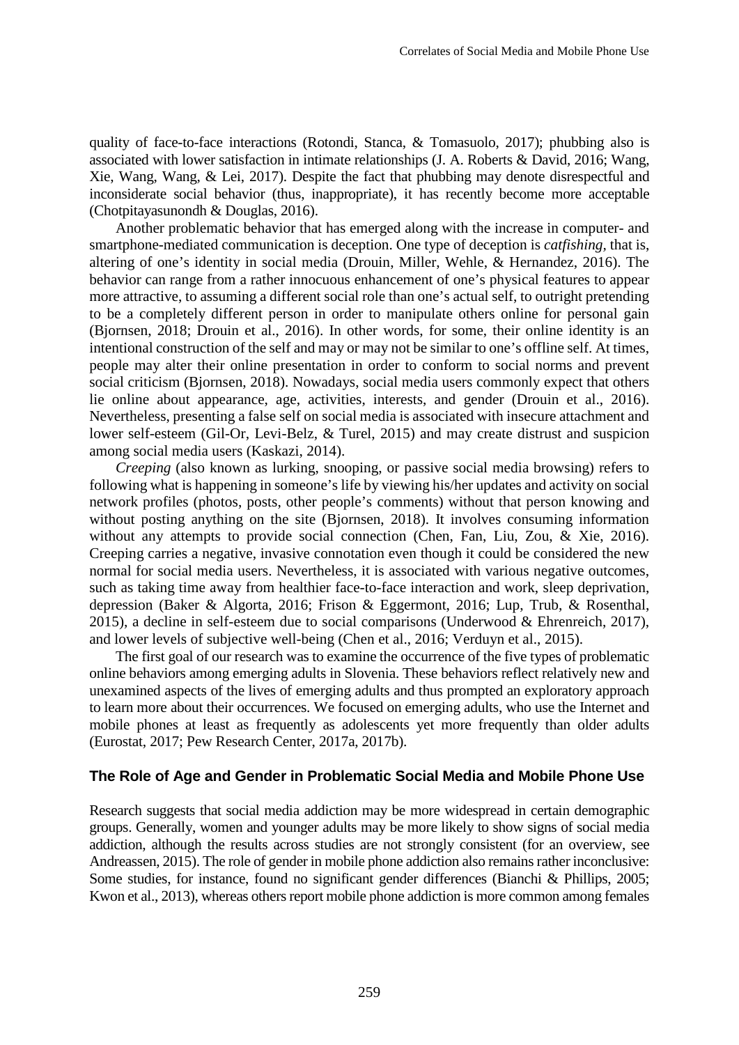quality of face-to-face interactions (Rotondi, Stanca, & Tomasuolo, 2017); phubbing also is associated with lower satisfaction in intimate relationships (J. A. Roberts & David, 2016; Wang, Xie, Wang, Wang, & Lei, 2017). Despite the fact that phubbing may denote disrespectful and inconsiderate social behavior (thus, inappropriate), it has recently become more acceptable (Chotpitayasunondh & Douglas, 2016).

Another problematic behavior that has emerged along with the increase in computer- and smartphone-mediated communication is deception. One type of deception is *catfishing*, that is, altering of one's identity in social media (Drouin, Miller, Wehle, & Hernandez, 2016). The behavior can range from a rather innocuous enhancement of one's physical features to appear more attractive, to assuming a different social role than one's actual self, to outright pretending to be a completely different person in order to manipulate others online for personal gain (Bjornsen, 2018; Drouin et al., 2016). In other words, for some, their online identity is an intentional construction of the self and may or may not be similar to one's offline self. At times, people may alter their online presentation in order to conform to social norms and prevent social criticism (Bjornsen, 2018). Nowadays, social media users commonly expect that others lie online about appearance, age, activities, interests, and gender (Drouin et al., 2016). Nevertheless, presenting a false self on social media is associated with insecure attachment and lower self-esteem (Gil-Or, Levi-Belz, & Turel, 2015) and may create distrust and suspicion among social media users (Kaskazi, 2014).

*Creeping* (also known as lurking, snooping, or passive social media browsing) refers to following what is happening in someone's life by viewing his/her updates and activity on social network profiles (photos, posts, other people's comments) without that person knowing and without posting anything on the site (Bjornsen, 2018). It involves consuming information without any attempts to provide social connection (Chen, Fan, Liu, Zou, & Xie, 2016). Creeping carries a negative, invasive connotation even though it could be considered the new normal for social media users. Nevertheless, it is associated with various negative outcomes, such as taking time away from healthier face-to-face interaction and work, sleep deprivation, depression (Baker & Algorta, 2016; Frison & Eggermont, 2016; Lup, Trub, & Rosenthal, 2015), a decline in self-esteem due to social comparisons (Underwood & Ehrenreich, 2017), and lower levels of subjective well-being (Chen et al., 2016; Verduyn et al., 2015).

The first goal of our research was to examine the occurrence of the five types of problematic online behaviors among emerging adults in Slovenia. These behaviors reflect relatively new and unexamined aspects of the lives of emerging adults and thus prompted an exploratory approach to learn more about their occurrences. We focused on emerging adults, who use the Internet and mobile phones at least as frequently as adolescents yet more frequently than older adults (Eurostat, 2017; Pew Research Center, 2017a, 2017b).

## The Role of Age and Gender in Problematic Social Media and Mobile Phone Use

Research suggests that social media addiction may be more widespread in certain demographic groups. Generally, women and younger adults may be more likely to show signs of social media addiction, although the results across studies are not strongly consistent (for an overview, see Andreassen, 2015). The role of gender in mobile phone addiction also remains rather inconclusive: Some studies, for instance, found no significant gender differences (Bianchi & Phillips, 2005; Kwon et al., 2013), whereas others report mobile phone addiction is more common among females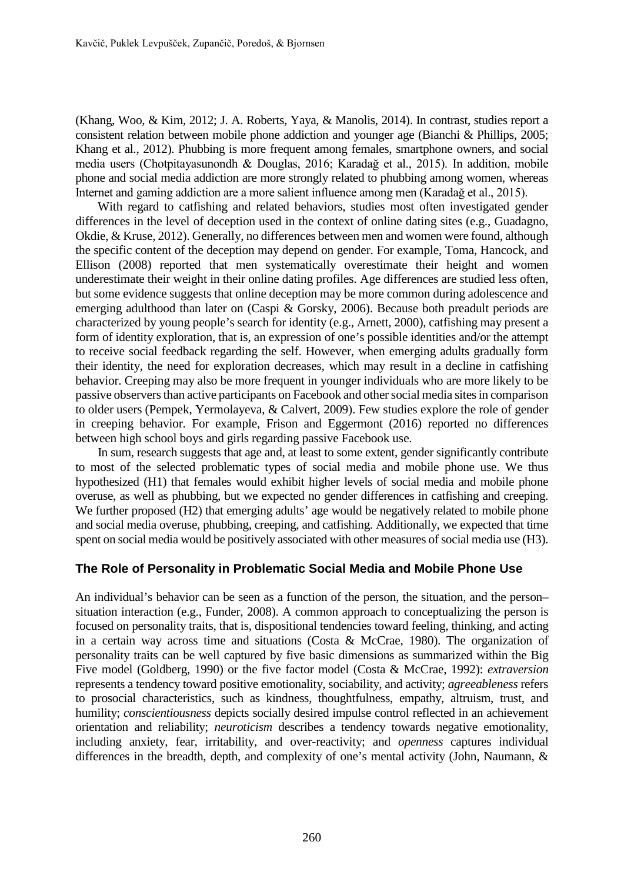(Khang, Woo, & Kim, 2012; J. A. Roberts, Yaya, & Manolis, 2014). In contrast, studies report a consistent relation between mobile phone addiction and younger age (Bianchi & Phillips, 2005; Khang et al., 2012). Phubbing is more frequent among females, smartphone owners, and social media users (Chotpitayasunondh & Douglas, 2016; Karadağ et al., 2015). In addition, mobile phone and social media addiction are more strongly related to phubbing among women, whereas Internet and gaming addiction are a more salient influence among men (Karadağ et al., 2015).

With regard to catfishing and related behaviors, studies most often investigated gender differences in the level of deception used in the context of online dating sites (e.g., Guadagno, Okdie, & Kruse, 2012). Generally, no differences between men and women were found, although the specific content of the deception may depend on gender. For example, Toma, Hancock, and Ellison (2008) reported that men systematically overestimate their height and women underestimate their weight in their online dating profiles. Age differences are studied less often, but some evidence suggests that online deception may be more common during adolescence and emerging adulthood than later on (Caspi & Gorsky, 2006). Because both preadult periods are characterized by young people's search for identity (e.g., Arnett, 2000), catfishing may present a form of identity exploration, that is, an expression of one's possible identities and/or the attempt to receive social feedback regarding the self. However, when emerging adults gradually form their identity, the need for exploration decreases, which may result in a decline in catfishing behavior. Creeping may also be more frequent in younger individuals who are more likely to be passive observers than active participants on Facebook and other social media sites in comparison to older users (Pempek, Yermolayeva, & Calvert, 2009). Few studies explore the role of gender in creeping behavior. For example, Frison and Eggermont (2016) reported no differences between high school boys and girls regarding passive Facebook use.

In sum, research suggests that age and, at least to some extent, gender significantly contribute to most of the selected problematic types of social media and mobile phone use. We thus hypothesized (H1) that females would exhibit higher levels of social media and mobile phone overuse, as well as phubbing, but we expected no gender differences in catfishing and creeping. We further proposed (H2) that emerging adults' age would be negatively related to mobile phone and social media overuse, phubbing, creeping, and catfishing. Additionally, we expected that time spent on social media would be positively associated with other measures of social media use (H3).

### The Role of Personality in Problematic Social Media and Mobile Phone Use

An individual's behavior can be seen as a function of the person, the situation, and the person–situation interaction (e.g., Funder, 2008). A common approach to conceptualizing the person is focused on personality traits, that is, dispositional tendencies toward feeling, thinking, and acting in a certain way across time and situations (Costa & McCrae, 1980). The organization of personality traits can be well captured by five basic dimensions as summarized within the Big Five model (Goldberg, 1990) or the five factor model (Costa & McCrae, 1992): *extraversion* represents a tendency toward positive emotionality, sociability, and activity; *agreeableness* refers to prosocial characteristics, such as kindness, thoughtfulness, empathy, altruism, trust, and humility; *conscientiousness* depicts socially desired impulse control reflected in an achievement orientation and reliability; *neuroticism* describes a tendency towards negative emotionality, including anxiety, fear, irritability, and over-reactivity; and *openness* captures individual differences in the breadth, depth, and complexity of one's mental activity (John, Naumann, &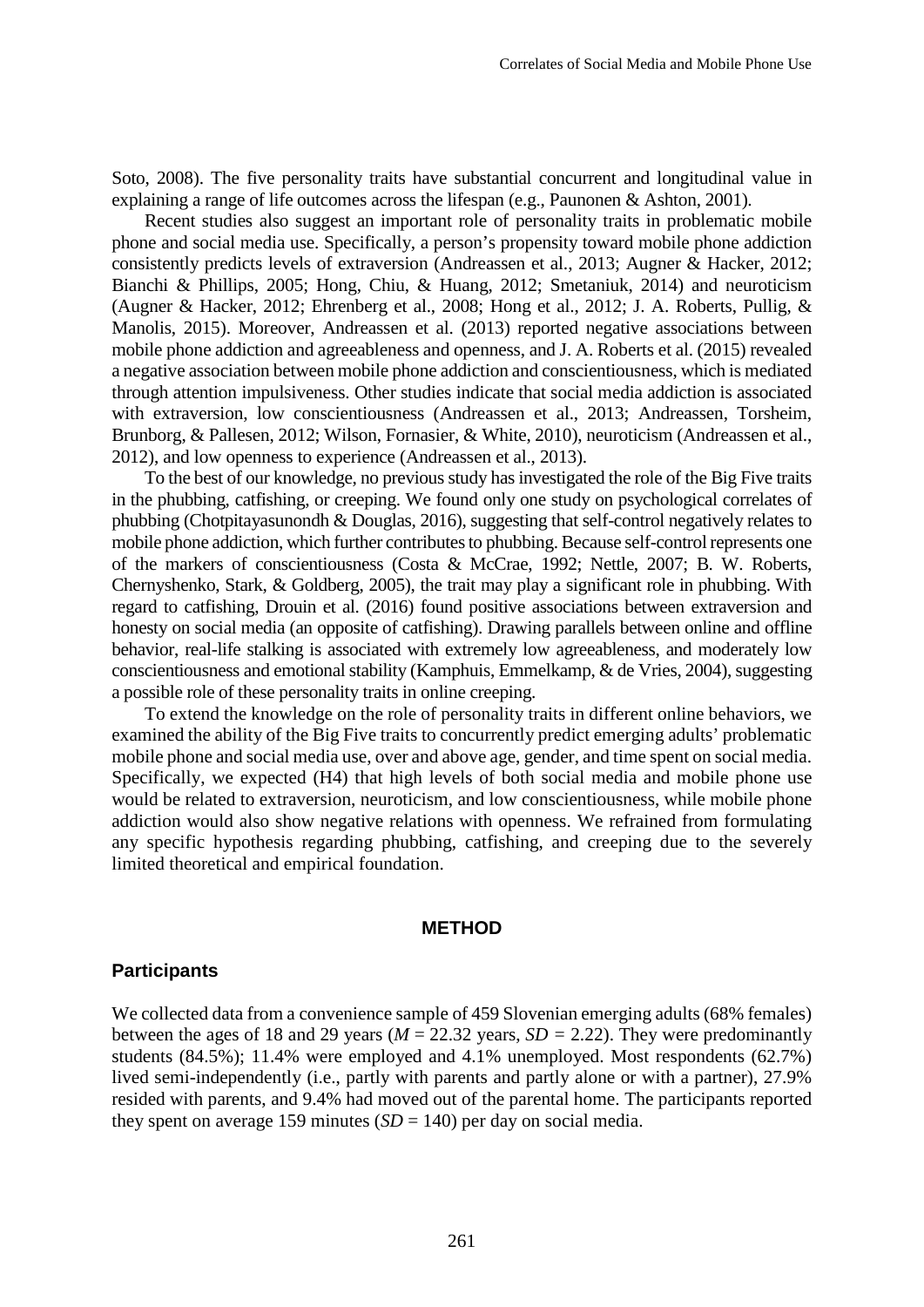Soto, 2008). The five personality traits have substantial concurrent and longitudinal value in explaining a range of life outcomes across the lifespan (e.g., Paunonen & Ashton, 2001).

Recent studies also suggest an important role of personality traits in problematic mobile phone and social media use. Specifically, a person's propensity toward mobile phone addiction consistently predicts levels of extraversion (Andreassen et al., 2013; Augner & Hacker, 2012; Bianchi & Phillips, 2005; Hong, Chiu, & Huang, 2012; Smetaniuk, 2014) and neuroticism (Augner & Hacker, 2012; Ehrenberg et al., 2008; Hong et al., 2012; J. A. Roberts, Pullig, & Manolis, 2015). Moreover, Andreassen et al. (2013) reported negative associations between mobile phone addiction and agreeableness and openness, and J. A. Roberts et al. (2015) revealed a negative association between mobile phone addiction and conscientiousness, which is mediated through attention impulsiveness. Other studies indicate that social media addiction is associated with extraversion, low conscientiousness (Andreassen et al., 2013; Andreassen, Torsheim, Brunborg, & Pallesen, 2012; Wilson, Fornasier, & White, 2010), neuroticism (Andreassen et al., 2012), and low openness to experience (Andreassen et al., 2013).

To the best of our knowledge, no previous study has investigated the role of the Big Five traits in the phubbing, catfishing, or creeping. We found only one study on psychological correlates of phubbing (Chotpitayasunondh & Douglas, 2016), suggesting that self-control negatively relates to mobile phone addiction, which further contributes to phubbing. Because self-control represents one of the markers of conscientiousness (Costa & McCrae, 1992; Nettle, 2007; B. W. Roberts, Chernyshenko, Stark, & Goldberg, 2005), the trait may play a significant role in phubbing. With regard to catfishing, Drouin et al. (2016) found positive associations between extraversion and honesty on social media (an opposite of catfishing). Drawing parallels between online and offline behavior, real-life stalking is associated with extremely low agreeableness, and moderately low conscientiousness and emotional stability (Kamphuis, Emmelkamp, & de Vries, 2004), suggesting a possible role of these personality traits in online creeping.

To extend the knowledge on the role of personality traits in different online behaviors, we examined the ability of the Big Five traits to concurrently predict emerging adults' problematic mobile phone and social media use, over and above age, gender, and time spent on social media. Specifically, we expected (H4) that high levels of both social media and mobile phone use would be related to extraversion, neuroticism, and low conscientiousness, while mobile phone addiction would also show negative relations with openness. We refrained from formulating any specific hypothesis regarding phubbing, catfishing, and creeping due to the severely limited theoretical and empirical foundation.

## METHOD

### Participants

We collected data from a convenience sample of 459 Slovenian emerging adults (68% females) between the ages of 18 and 29 years ($M$ = 22.32 years, $SD$ = 2.22). They were predominantly students (84.5%); 11.4% were employed and 4.1% unemployed. Most respondents (62.7%) lived semi-independently (i.e., partly with parents and partly alone or with a partner), 27.9% resided with parents, and 9.4% had moved out of the parental home. The participants reported they spent on average 159 minutes ($SD$ = 140) per day on social media.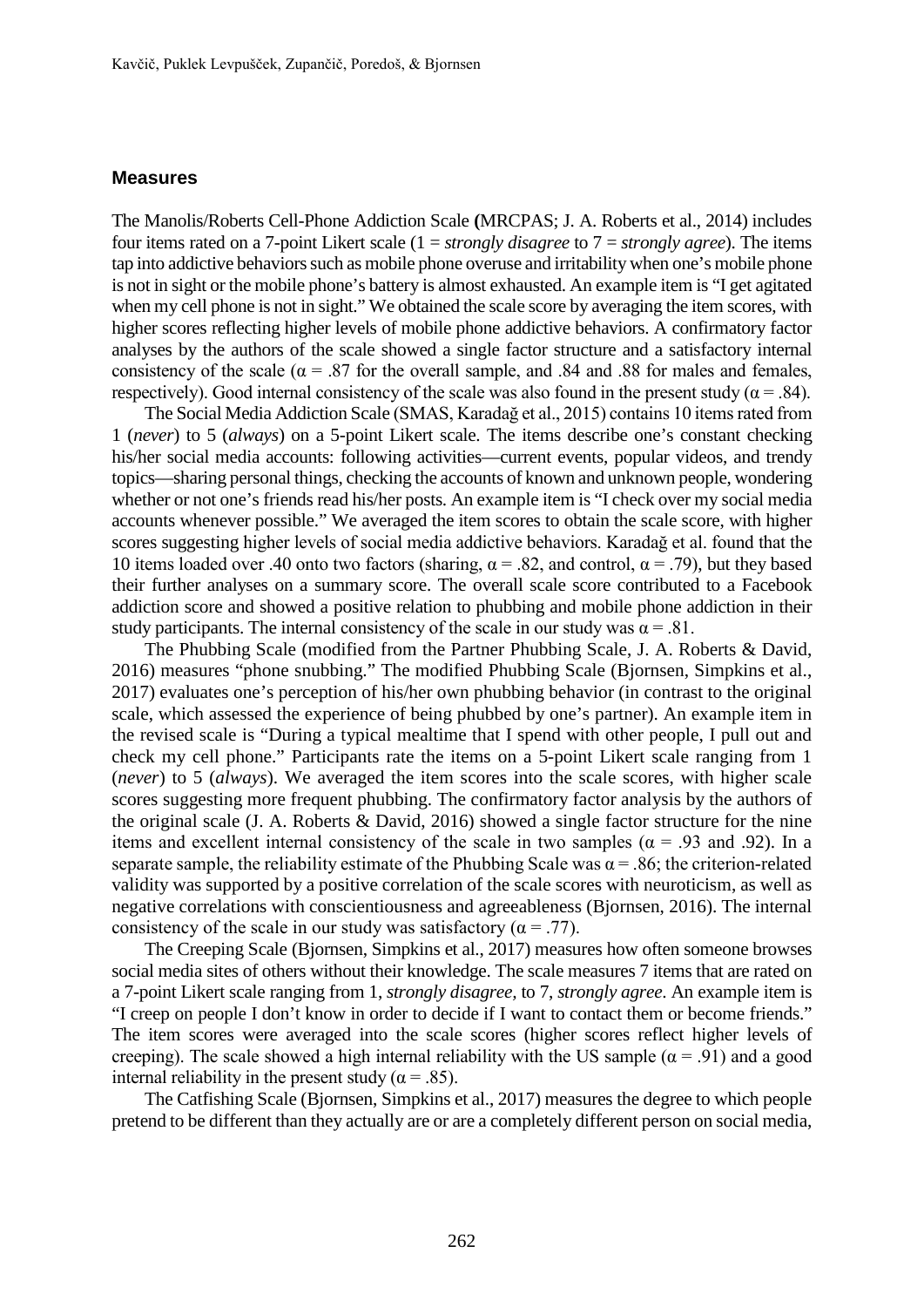## Measures

The Manolis/Roberts Cell-Phone Addiction Scale (MRCPAS; J. A. Roberts et al., 2014) includes four items rated on a 7-point Likert scale (1 = *strongly disagree* to 7 = *strongly agree*). The items tap into addictive behaviors such as mobile phone overuse and irritability when one's mobile phone is not in sight or the mobile phone's battery is almost exhausted. An example item is "I get agitated when my cell phone is not in sight." We obtained the scale score by averaging the item scores, with higher scores reflecting higher levels of mobile phone addictive behaviors. A confirmatory factor analyses by the authors of the scale showed a single factor structure and a satisfactory internal consistency of the scale ($\alpha = .87$ for the overall sample, and .84 and .88 for males and females, respectively). Good internal consistency of the scale was also found in the present study ($\alpha = .84$).

The Social Media Addiction Scale (SMAS, Karadağ et al., 2015) contains 10 items rated from 1 (*never*) to 5 (*always*) on a 5-point Likert scale. The items describe one's constant checking his/her social media accounts: following activities—current events, popular videos, and trendy topics—sharing personal things, checking the accounts of known and unknown people, wondering whether or not one's friends read his/her posts. An example item is "I check over my social media accounts whenever possible." We averaged the item scores to obtain the scale score, with higher scores suggesting higher levels of social media addictive behaviors. Karadağ et al. found that the 10 items loaded over .40 onto two factors (sharing, $\alpha = .82$, and control, $\alpha = .79$), but they based their further analyses on a summary score. The overall scale score contributed to a Facebook addiction score and showed a positive relation to phubbing and mobile phone addiction in their study participants. The internal consistency of the scale in our study was $\alpha = .81$.

The Phubbing Scale (modified from the Partner Phubbing Scale, J. A. Roberts & David, 2016) measures "phone snubbing." The modified Phubbing Scale (Bjornsen, Simpkins et al., 2017) evaluates one's perception of his/her own phubbing behavior (in contrast to the original scale, which assessed the experience of being phubbed by one's partner). An example item in the revised scale is "During a typical mealtime that I spend with other people, I pull out and check my cell phone." Participants rate the items on a 5-point Likert scale ranging from 1 (*never*) to 5 (*always*). We averaged the item scores into the scale scores, with higher scale scores suggesting more frequent phubbing. The confirmatory factor analysis by the authors of the original scale (J. A. Roberts & David, 2016) showed a single factor structure for the nine items and excellent internal consistency of the scale in two samples ($\alpha = .93$ and .92). In a separate sample, the reliability estimate of the Phubbing Scale was $\alpha = .86$; the criterion-related validity was supported by a positive correlation of the scale scores with neuroticism, as well as negative correlations with conscientiousness and agreeableness (Bjornsen, 2016). The internal consistency of the scale in our study was satisfactory ($\alpha = .77$).

The Creeping Scale (Bjornsen, Simpkins et al., 2017) measures how often someone browses social media sites of others without their knowledge. The scale measures 7 items that are rated on a 7-point Likert scale ranging from 1, *strongly disagree*, to 7, *strongly agree*. An example item is "I creep on people I don't know in order to decide if I want to contact them or become friends." The item scores were averaged into the scale scores (higher scores reflect higher levels of creeping). The scale showed a high internal reliability with the US sample ($\alpha = .91$) and a good internal reliability in the present study ($\alpha = .85$).

The Catfishing Scale (Bjornsen, Simpkins et al., 2017) measures the degree to which people pretend to be different than they actually are or are a completely different person on social media,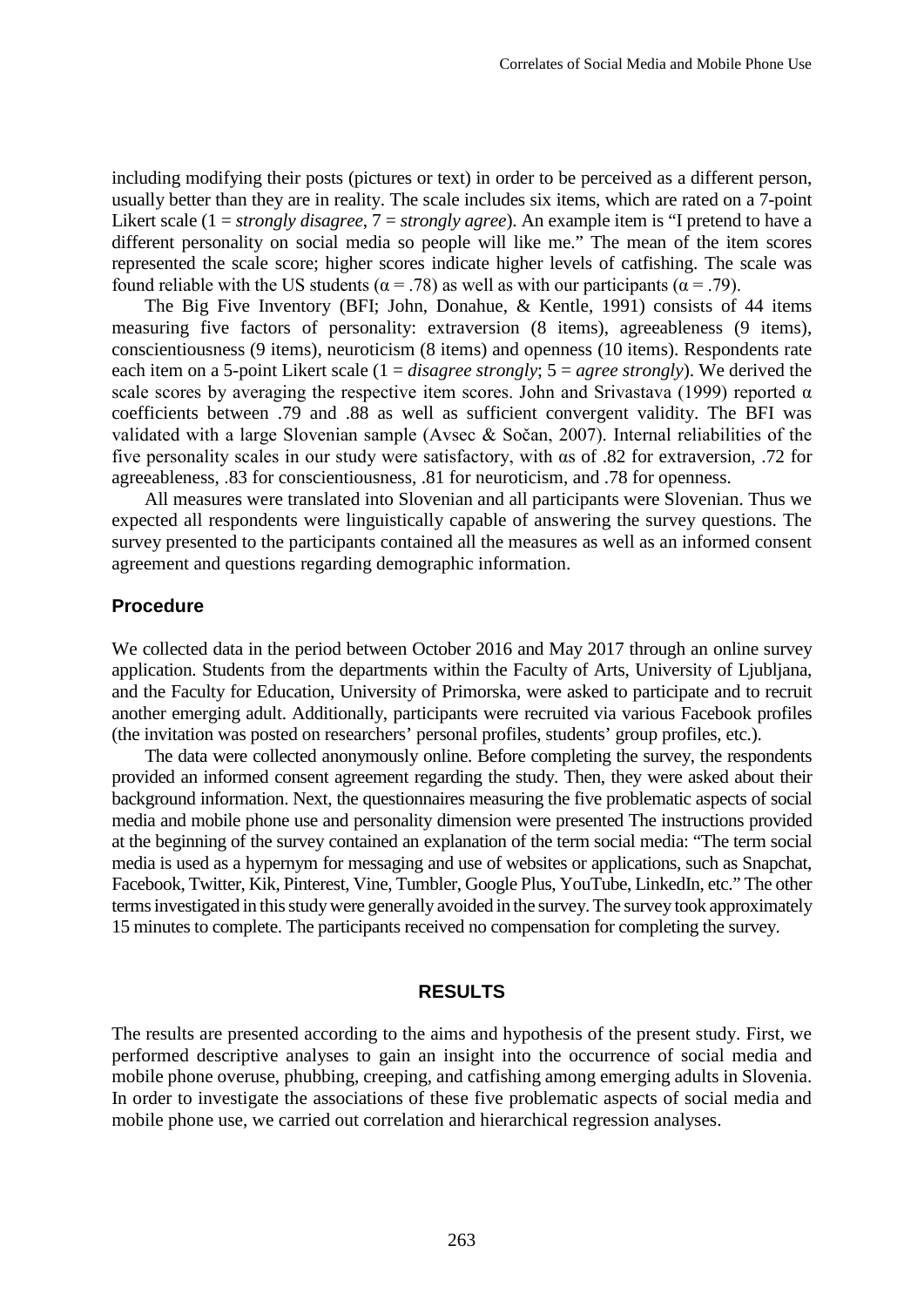including modifying their posts (pictures or text) in order to be perceived as a different person, usually better than they are in reality. The scale includes six items, which are rated on a 7-point Likert scale (1 = *strongly disagree*, 7 = *strongly agree*). An example item is "I pretend to have a different personality on social media so people will like me." The mean of the item scores represented the scale score; higher scores indicate higher levels of catfishing. The scale was found reliable with the US students ($\alpha = .78$) as well as with our participants ($\alpha = .79$).

The Big Five Inventory (BFI; John, Donahue, & Kentle, 1991) consists of 44 items measuring five factors of personality: extraversion (8 items), agreeableness (9 items), conscientiousness (9 items), neuroticism (8 items) and openness (10 items). Respondents rate each item on a 5-point Likert scale (1 = *disagree strongly*; 5 = *agree strongly*). We derived the scale scores by averaging the respective item scores. John and Srivastava (1999) reported $\alpha$ coefficients between .79 and .88 as well as sufficient convergent validity. The BFI was validated with a large Slovenian sample (Avsec & Sočan, 2007). Internal reliabilities of the five personality scales in our study were satisfactory, with $\alpha$s of .82 for extraversion, .72 for agreeableness, .83 for conscientiousness, .81 for neuroticism, and .78 for openness.

All measures were translated into Slovenian and all participants were Slovenian. Thus we expected all respondents were linguistically capable of answering the survey questions. The survey presented to the participants contained all the measures as well as an informed consent agreement and questions regarding demographic information.

## Procedure

We collected data in the period between October 2016 and May 2017 through an online survey application. Students from the departments within the Faculty of Arts, University of Ljubljana, and the Faculty for Education, University of Primorska, were asked to participate and to recruit another emerging adult. Additionally, participants were recruited via various Facebook profiles (the invitation was posted on researchers' personal profiles, students' group profiles, etc.).

The data were collected anonymously online. Before completing the survey, the respondents provided an informed consent agreement regarding the study. Then, they were asked about their background information. Next, the questionnaires measuring the five problematic aspects of social media and mobile phone use and personality dimension were presented The instructions provided at the beginning of the survey contained an explanation of the term social media: "The term social media is used as a hypernym for messaging and use of websites or applications, such as Snapchat, Facebook, Twitter, Kik, Pinterest, Vine, Tumbler, Google Plus, YouTube, LinkedIn, etc." The other terms investigated in this study were generally avoided in the survey. The survey took approximately 15 minutes to complete. The participants received no compensation for completing the survey.

# RESULTS

The results are presented according to the aims and hypothesis of the present study. First, we performed descriptive analyses to gain an insight into the occurrence of social media and mobile phone overuse, phubbing, creeping, and catfishing among emerging adults in Slovenia. In order to investigate the associations of these five problematic aspects of social media and mobile phone use, we carried out correlation and hierarchical regression analyses.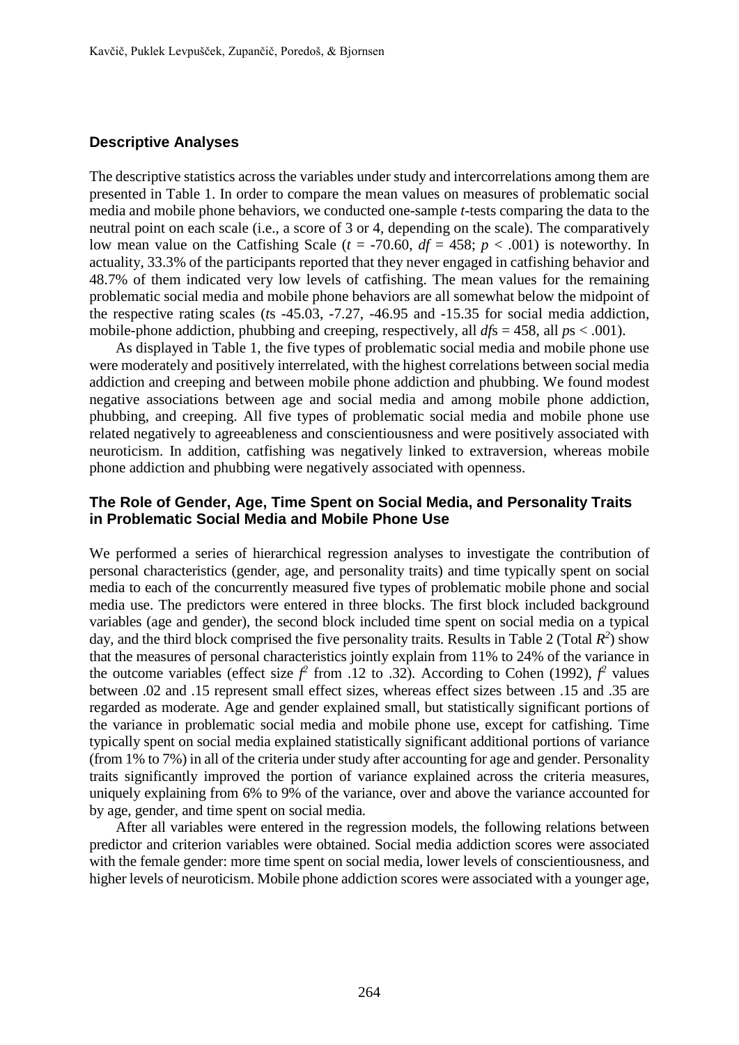## Descriptive Analyses

The descriptive statistics across the variables under study and intercorrelations among them are presented in Table 1. In order to compare the mean values on measures of problematic social media and mobile phone behaviors, we conducted one-sample *t*-tests comparing the data to the neutral point on each scale (i.e., a score of 3 or 4, depending on the scale). The comparatively low mean value on the Catfishing Scale ($t$ = -70.60, $df$ = 458; $p$ < .001) is noteworthy. In actuality, 33.3% of the participants reported that they never engaged in catfishing behavior and 48.7% of them indicated very low levels of catfishing. The mean values for the remaining problematic social media and mobile phone behaviors are all somewhat below the midpoint of the respective rating scales (*t*s -45.03, -7.27, -46.95 and -15.35 for social media addiction, mobile-phone addiction, phubbing and creeping, respectively, all *df*s = 458, all *p*s < .001).

As displayed in Table 1, the five types of problematic social media and mobile phone use were moderately and positively interrelated, with the highest correlations between social media addiction and creeping and between mobile phone addiction and phubbing. We found modest negative associations between age and social media and among mobile phone addiction, phubbing, and creeping. All five types of problematic social media and mobile phone use related negatively to agreeableness and conscientiousness and were positively associated with neuroticism. In addition, catfishing was negatively linked to extraversion, whereas mobile phone addiction and phubbing were negatively associated with openness.

### The Role of Gender, Age, Time Spent on Social Media, and Personality Traits in Problematic Social Media and Mobile Phone Use

We performed a series of hierarchical regression analyses to investigate the contribution of personal characteristics (gender, age, and personality traits) and time typically spent on social media to each of the concurrently measured five types of problematic mobile phone and social media use. The predictors were entered in three blocks. The first block included background variables (age and gender), the second block included time spent on social media on a typical day, and the third block comprised the five personality traits. Results in Table 2 (Total $R^2$) show that the measures of personal characteristics jointly explain from 11% to 24% of the variance in the outcome variables (effect size $f^2$ from .12 to .32). According to Cohen (1992), $f^2$ values between .02 and .15 represent small effect sizes, whereas effect sizes between .15 and .35 are regarded as moderate. Age and gender explained small, but statistically significant portions of the variance in problematic social media and mobile phone use, except for catfishing. Time typically spent on social media explained statistically significant additional portions of variance (from 1% to 7%) in all of the criteria under study after accounting for age and gender. Personality traits significantly improved the portion of variance explained across the criteria measures, uniquely explaining from 6% to 9% of the variance, over and above the variance accounted for by age, gender, and time spent on social media.

After all variables were entered in the regression models, the following relations between predictor and criterion variables were obtained. Social media addiction scores were associated with the female gender: more time spent on social media, lower levels of conscientiousness, and higher levels of neuroticism. Mobile phone addiction scores were associated with a younger age,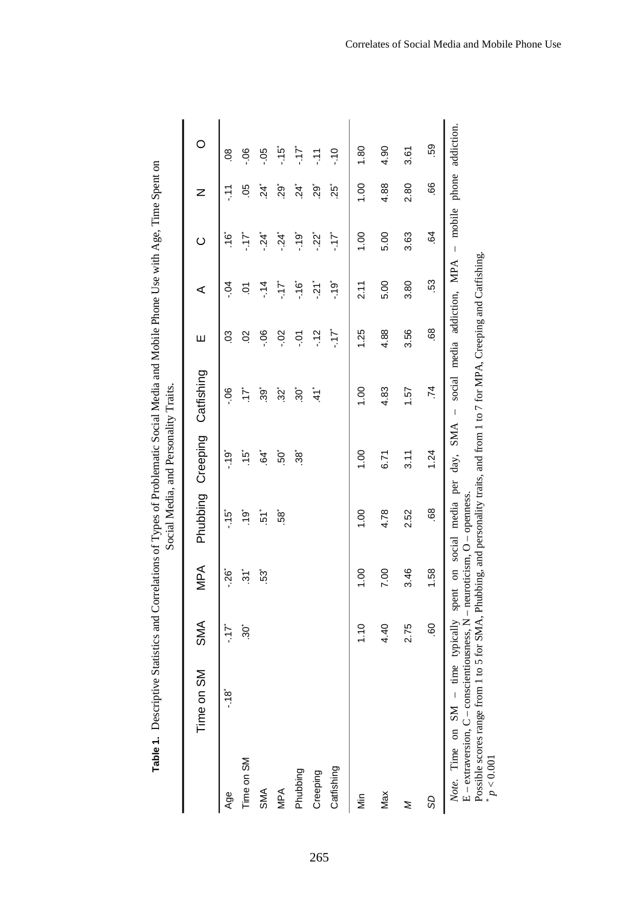**Table 1.** Descriptive Statistics and Correlations of Types of Problematic Social Media and Mobile Phone Use with Age, Time Spent on Social Media, and Personality Traits.

| | Time on SM | SMA | MPA | Phubbing | Creeping | Catfishing | E | A | C | N | O |
|---|---|---|---|---|---|---|---|---|---|---|---|
| Age | -.18* | -.17* | -.26* | -.15* | -.19* | -.06 | .03 | -.04 | .16* | -.11 | .08 |
| Time on SM | | .30* | .31* | .19* | .15* | .17* | .02 | .01 | -.17* | .05 | -.06 |
| SMA | | | .53* | .51* | .64* | .39* | -.06 | -.14 | -.24* | .24* | -.05 |
| MPA | | | | .58* | .50* | .32* | -.02 | -.17* | -.24* | .29* | -.15* |
| Phubbing | | | | | .38* | .30* | -.01 | -.16* | -.19* | .24* | -.17* |
| Creeping | | | | | | .41* | -.12 | -.21* | -.22* | .29* | -.11 |
| Catfishing | | | | | | | -.17* | -.19* | -.17* | .25* | -.10 |
| Min | | 1.10 | 1.00 | 1.00 | 1.00 | 1.00 | 1.25 | 2.11 | 1.00 | 1.00 | 1.80 |
| Max | | 4.40 | 7.00 | 4.78 | 6.71 | 4.83 | 4.88 | 5.00 | 5.00 | 4.88 | 4.90 |
| *M* | | 2.75 | 3.46 | 2.52 | 3.11 | 1.57 | 3.56 | 3.80 | 3.63 | 2.80 | 3.61 |
| *SD* | | .60 | 1.58 | .68 | 1.24 | .74 | .68 | .53 | .64 | .66 | .59 |

*Note.* Time on SM – time typically spent on social media per day, SMA – social media addiction, MPA – mobile phone addiction. E – extraversion, C – conscientiousness, N – neuroticism, O – openness.
Possible scores range from 1 to 5 for SMA, Phubbing, and personality traits, and from 1 to 7 for MPA, Creeping and Catfishing.
\* $p < 0.001$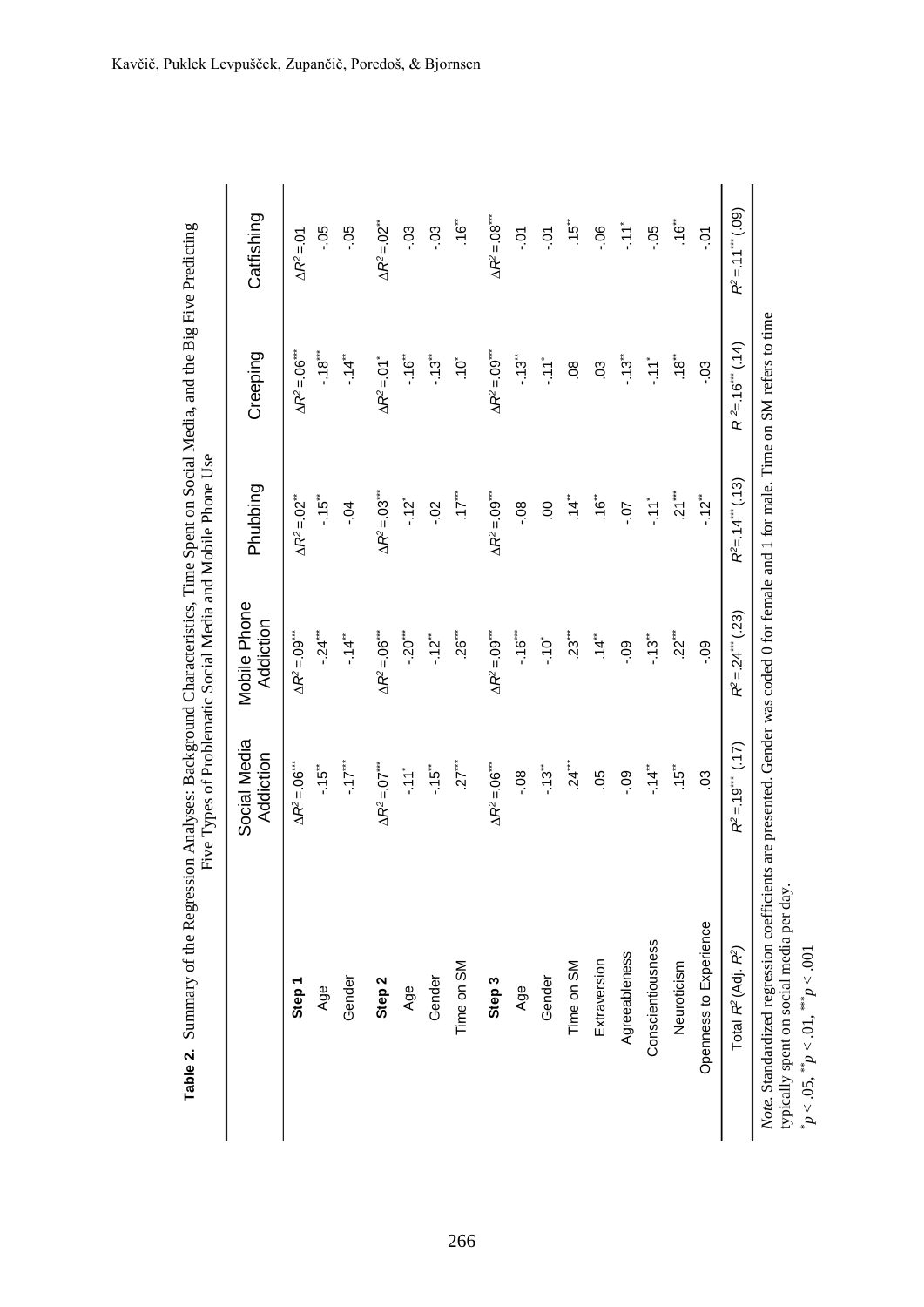**Table 2.** Summary of the Regression Analyses: Background Characteristics, Time Spent on Social Media, and the Big Five Predicting Five Types of Problematic Social Media and Mobile Phone Use

| | Social Media Addiction | Mobile Phone Addiction | Phubbing | Creeping | Catfishing |
|---|---|---|---|---|---|
| **Step 1** | $\Delta R^2 = .06^{***}$ | $\Delta R^2 = .09^{***}$ | $\Delta R^2 = .02^{**}$ | $\Delta R^2 = .06^{***}$ | $\Delta R^2 = .01$ |
| Age | $-.15^{**}$ | $-.24^{***}$ | $-.15^{**}$ | $-.18^{***}$ | -.05 |
| Gender | $-.17^{***}$ | $-.14^{**}$ | -.04 | $-.14^{**}$ | -.05 |
| **Step 2** | $\Delta R^2 = .07^{***}$ | $\Delta R^2 = .06^{***}$ | $\Delta R^2 = .03^{***}$ | $\Delta R^2 = .01^{*}$ | $\Delta R^2 = .02^{**}$ |
| Age | $-.11^{*}$ | $-.20^{***}$ | $-.12^{*}$ | $-.16^{**}$ | -.03 |
| Gender | $-.15^{**}$ | $-.12^{**}$ | -.02 | $-.13^{**}$ | -.03 |
| Time on SM | $.27^{***}$ | $.26^{***}$ | $.17^{***}$ | $.10^{*}$ | $.16^{**}$ |
| **Step 3** | $\Delta R^2 = .06^{***}$ | $\Delta R^2 = .09^{***}$ | $\Delta R^2 = .09^{***}$ | $\Delta R^2 = .09^{***}$ | $\Delta R^2 = .08^{***}$ |
| Age | -.08 | $-.16^{***}$ | -.08 | $-.13^{**}$ | -.01 |
| Gender | $-.13^{**}$ | $-.10^{*}$ | .00 | $-.11^{*}$ | -.01 |
| Time on SM | $.24^{***}$ | $.23^{***}$ | $.14^{**}$ | .08 | $.15^{**}$ |
| Extraversion | .05 | $.14^{**}$ | $.16^{**}$ | .03 | -.06 |
| Agreeableness | -.09 | -.09 | -.07 | $-.13^{**}$ | $-.11^{*}$ |
| Conscientiousness | $-.14^{**}$ | $-.13^{**}$ | $-.11^{*}$ | $-.11^{*}$ | -.05 |
| Neuroticism | $.15^{**}$ | $.22^{***}$ | $.21^{***}$ | $.18^{**}$ | $.16^{**}$ |
| Openness to Experience | .03 | -.09 | $-.12^{**}$ | -.03 | -.01 |
| Total $R^2$ (Adj. $R^2$) | $R^2 = .19^{***}$ (.17) | $R^2 = .24^{***}$ (.23) | $R^2 = .14^{***}$ (.13) | $R^2 = .16^{***}$ (.14) | $R^2 = .11^{***}$ (.09) |

*Note*. Standardized regression coefficients are presented. Gender was coded 0 for female and 1 for male. Time on SM refers to time typically spent on social media per day.
$^{*}p < .05$, $^{**}p < .01$, $^{***}p < .001$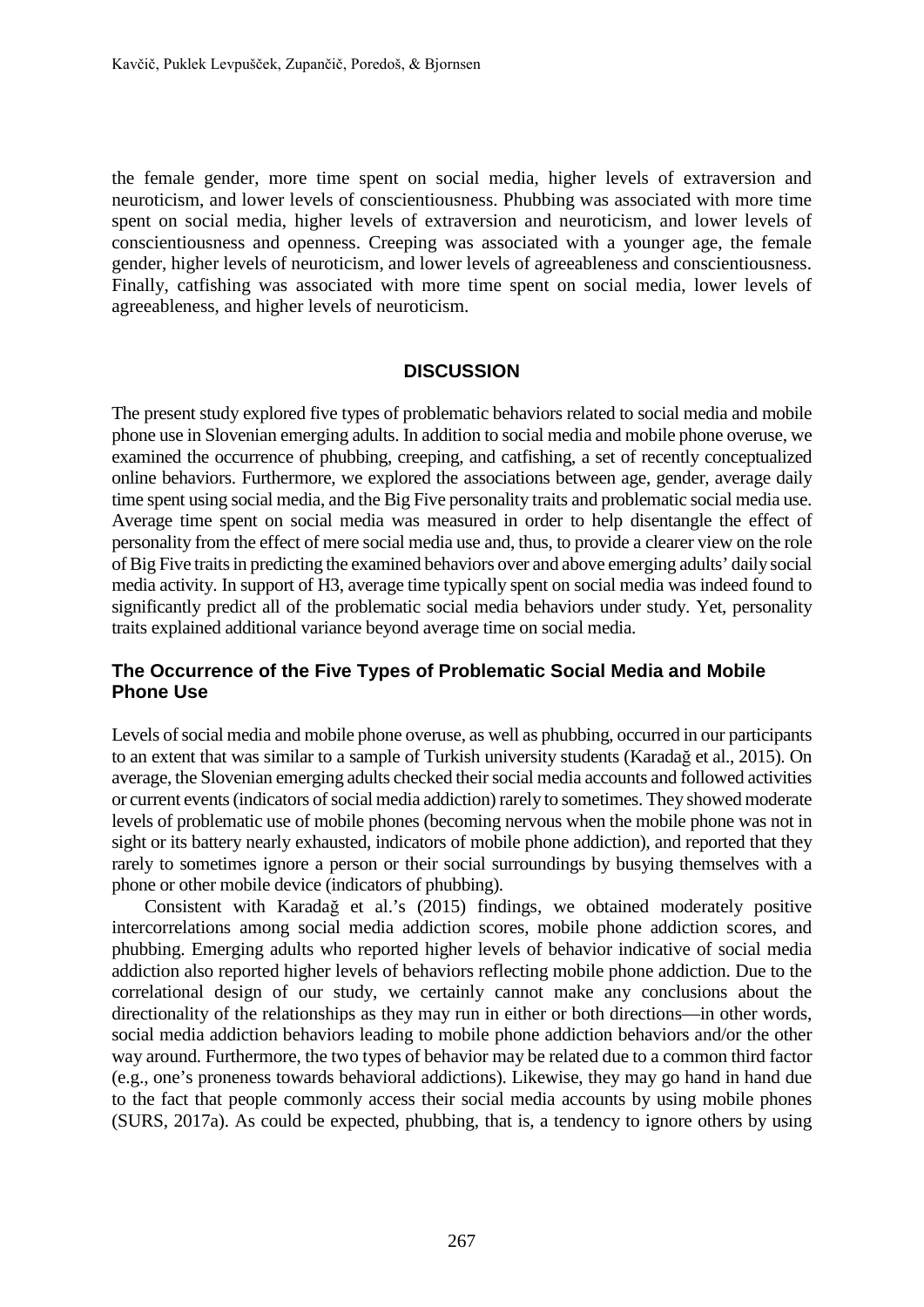the female gender, more time spent on social media, higher levels of extraversion and neuroticism, and lower levels of conscientiousness. Phubbing was associated with more time spent on social media, higher levels of extraversion and neuroticism, and lower levels of conscientiousness and openness. Creeping was associated with a younger age, the female gender, higher levels of neuroticism, and lower levels of agreeableness and conscientiousness. Finally, catfishing was associated with more time spent on social media, lower levels of agreeableness, and higher levels of neuroticism.

## DISCUSSION

The present study explored five types of problematic behaviors related to social media and mobile phone use in Slovenian emerging adults. In addition to social media and mobile phone overuse, we examined the occurrence of phubbing, creeping, and catfishing, a set of recently conceptualized online behaviors. Furthermore, we explored the associations between age, gender, average daily time spent using social media, and the Big Five personality traits and problematic social media use. Average time spent on social media was measured in order to help disentangle the effect of personality from the effect of mere social media use and, thus, to provide a clearer view on the role of Big Five traits in predicting the examined behaviors over and above emerging adults' daily social media activity. In support of H3, average time typically spent on social media was indeed found to significantly predict all of the problematic social media behaviors under study. Yet, personality traits explained additional variance beyond average time on social media.

### The Occurrence of the Five Types of Problematic Social Media and Mobile Phone Use

Levels of social media and mobile phone overuse, as well as phubbing, occurred in our participants to an extent that was similar to a sample of Turkish university students (Karadağ et al., 2015). On average, the Slovenian emerging adults checked their social media accounts and followed activities or current events (indicators of social media addiction) rarely to sometimes. They showed moderate levels of problematic use of mobile phones (becoming nervous when the mobile phone was not in sight or its battery nearly exhausted, indicators of mobile phone addiction), and reported that they rarely to sometimes ignore a person or their social surroundings by busying themselves with a phone or other mobile device (indicators of phubbing).

Consistent with Karadağ et al.'s (2015) findings, we obtained moderately positive intercorrelations among social media addiction scores, mobile phone addiction scores, and phubbing. Emerging adults who reported higher levels of behavior indicative of social media addiction also reported higher levels of behaviors reflecting mobile phone addiction. Due to the correlational design of our study, we certainly cannot make any conclusions about the directionality of the relationships as they may run in either or both directions—in other words, social media addiction behaviors leading to mobile phone addiction behaviors and/or the other way around. Furthermore, the two types of behavior may be related due to a common third factor (e.g., one's proneness towards behavioral addictions). Likewise, they may go hand in hand due to the fact that people commonly access their social media accounts by using mobile phones (SURS, 2017a). As could be expected, phubbing, that is, a tendency to ignore others by using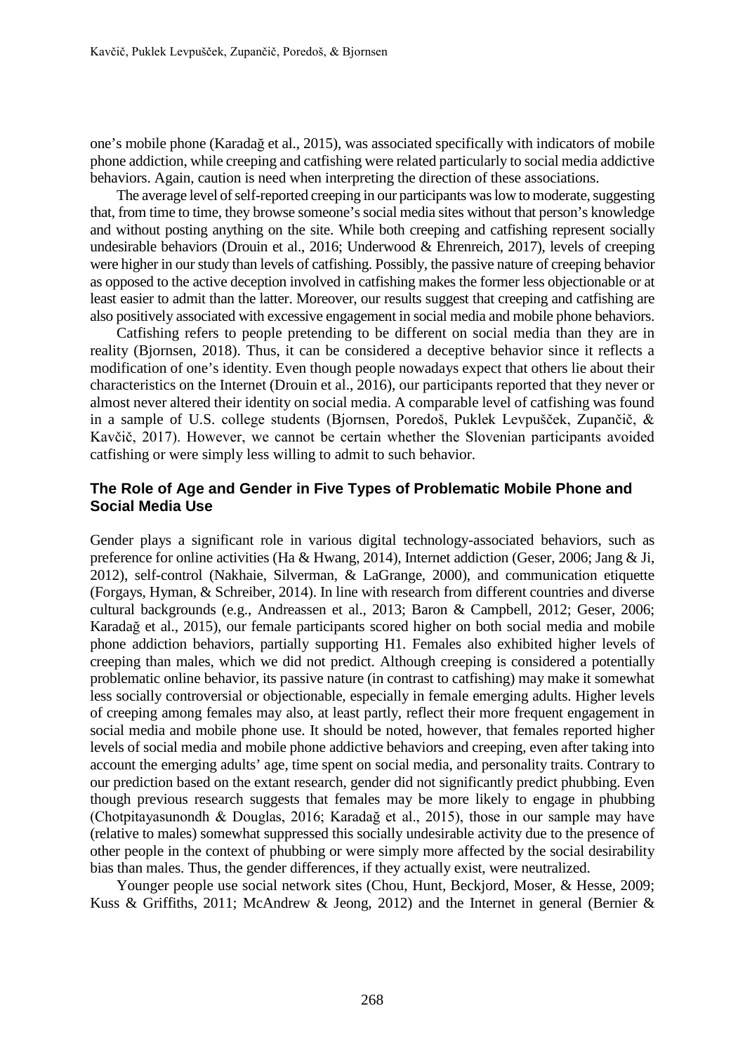one's mobile phone (Karadağ et al., 2015), was associated specifically with indicators of mobile phone addiction, while creeping and catfishing were related particularly to social media addictive behaviors. Again, caution is need when interpreting the direction of these associations.

The average level of self-reported creeping in our participants was low to moderate, suggesting that, from time to time, they browse someone's social media sites without that person's knowledge and without posting anything on the site. While both creeping and catfishing represent socially undesirable behaviors (Drouin et al., 2016; Underwood & Ehrenreich, 2017), levels of creeping were higher in our study than levels of catfishing. Possibly, the passive nature of creeping behavior as opposed to the active deception involved in catfishing makes the former less objectionable or at least easier to admit than the latter. Moreover, our results suggest that creeping and catfishing are also positively associated with excessive engagement in social media and mobile phone behaviors.

Catfishing refers to people pretending to be different on social media than they are in reality (Bjornsen, 2018). Thus, it can be considered a deceptive behavior since it reflects a modification of one's identity. Even though people nowadays expect that others lie about their characteristics on the Internet (Drouin et al., 2016), our participants reported that they never or almost never altered their identity on social media. A comparable level of catfishing was found in a sample of U.S. college students (Bjornsen, Poredoš, Puklek Levpušček, Zupančič, & Kavčič, 2017). However, we cannot be certain whether the Slovenian participants avoided catfishing or were simply less willing to admit to such behavior.

### The Role of Age and Gender in Five Types of Problematic Mobile Phone and Social Media Use

Gender plays a significant role in various digital technology-associated behaviors, such as preference for online activities (Ha & Hwang, 2014), Internet addiction (Geser, 2006; Jang & Ji, 2012), self-control (Nakhaie, Silverman, & LaGrange, 2000), and communication etiquette (Forgays, Hyman, & Schreiber, 2014). In line with research from different countries and diverse cultural backgrounds (e.g., Andreassen et al., 2013; Baron & Campbell, 2012; Geser, 2006; Karadağ et al., 2015), our female participants scored higher on both social media and mobile phone addiction behaviors, partially supporting H1. Females also exhibited higher levels of creeping than males, which we did not predict. Although creeping is considered a potentially problematic online behavior, its passive nature (in contrast to catfishing) may make it somewhat less socially controversial or objectionable, especially in female emerging adults. Higher levels of creeping among females may also, at least partly, reflect their more frequent engagement in social media and mobile phone use. It should be noted, however, that females reported higher levels of social media and mobile phone addictive behaviors and creeping, even after taking into account the emerging adults' age, time spent on social media, and personality traits. Contrary to our prediction based on the extant research, gender did not significantly predict phubbing. Even though previous research suggests that females may be more likely to engage in phubbing (Chotpitayasunondh & Douglas, 2016; Karadağ et al., 2015), those in our sample may have (relative to males) somewhat suppressed this socially undesirable activity due to the presence of other people in the context of phubbing or were simply more affected by the social desirability bias than males. Thus, the gender differences, if they actually exist, were neutralized.

Younger people use social network sites (Chou, Hunt, Beckjord, Moser, & Hesse, 2009; Kuss & Griffiths, 2011; McAndrew & Jeong, 2012) and the Internet in general (Bernier &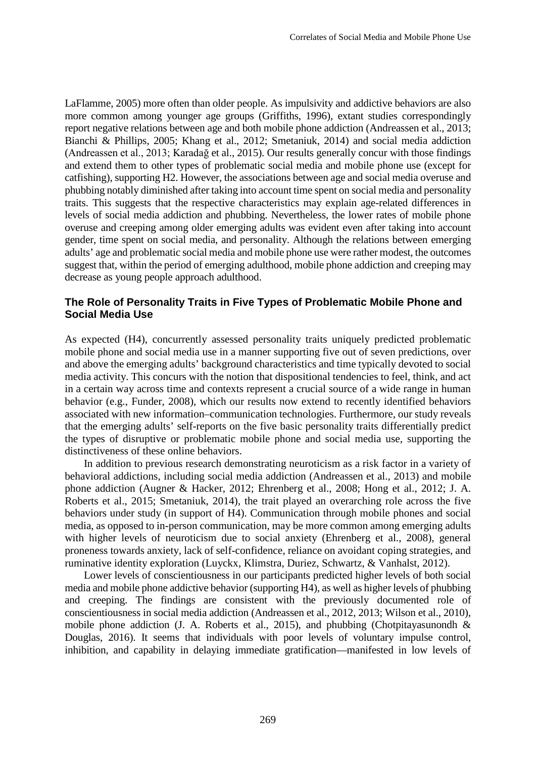LaFlamme, 2005) more often than older people. As impulsivity and addictive behaviors are also more common among younger age groups (Griffiths, 1996), extant studies correspondingly report negative relations between age and both mobile phone addiction (Andreassen et al., 2013; Bianchi & Phillips, 2005; Khang et al., 2012; Smetaniuk, 2014) and social media addiction (Andreassen et al., 2013; Karadağ et al., 2015). Our results generally concur with those findings and extend them to other types of problematic social media and mobile phone use (except for catfishing), supporting H2. However, the associations between age and social media overuse and phubbing notably diminished after taking into account time spent on social media and personality traits. This suggests that the respective characteristics may explain age-related differences in levels of social media addiction and phubbing. Nevertheless, the lower rates of mobile phone overuse and creeping among older emerging adults was evident even after taking into account gender, time spent on social media, and personality. Although the relations between emerging adults' age and problematic social media and mobile phone use were rather modest, the outcomes suggest that, within the period of emerging adulthood, mobile phone addiction and creeping may decrease as young people approach adulthood.

### The Role of Personality Traits in Five Types of Problematic Mobile Phone and Social Media Use

As expected (H4), concurrently assessed personality traits uniquely predicted problematic mobile phone and social media use in a manner supporting five out of seven predictions, over and above the emerging adults' background characteristics and time typically devoted to social media activity. This concurs with the notion that dispositional tendencies to feel, think, and act in a certain way across time and contexts represent a crucial source of a wide range in human behavior (e.g., Funder, 2008), which our results now extend to recently identified behaviors associated with new information–communication technologies. Furthermore, our study reveals that the emerging adults' self-reports on the five basic personality traits differentially predict the types of disruptive or problematic mobile phone and social media use, supporting the distinctiveness of these online behaviors.

In addition to previous research demonstrating neuroticism as a risk factor in a variety of behavioral addictions, including social media addiction (Andreassen et al., 2013) and mobile phone addiction (Augner & Hacker, 2012; Ehrenberg et al., 2008; Hong et al., 2012; J. A. Roberts et al., 2015; Smetaniuk, 2014), the trait played an overarching role across the five behaviors under study (in support of H4). Communication through mobile phones and social media, as opposed to in-person communication, may be more common among emerging adults with higher levels of neuroticism due to social anxiety (Ehrenberg et al., 2008), general proneness towards anxiety, lack of self-confidence, reliance on avoidant coping strategies, and ruminative identity exploration (Luyckx, Klimstra, Duriez, Schwartz, & Vanhalst, 2012).

Lower levels of conscientiousness in our participants predicted higher levels of both social media and mobile phone addictive behavior (supporting H4), as well as higher levels of phubbing and creeping. The findings are consistent with the previously documented role of conscientiousness in social media addiction (Andreassen et al., 2012, 2013; Wilson et al., 2010), mobile phone addiction (J. A. Roberts et al., 2015), and phubbing (Chotpitayasunondh & Douglas, 2016). It seems that individuals with poor levels of voluntary impulse control, inhibition, and capability in delaying immediate gratification—manifested in low levels of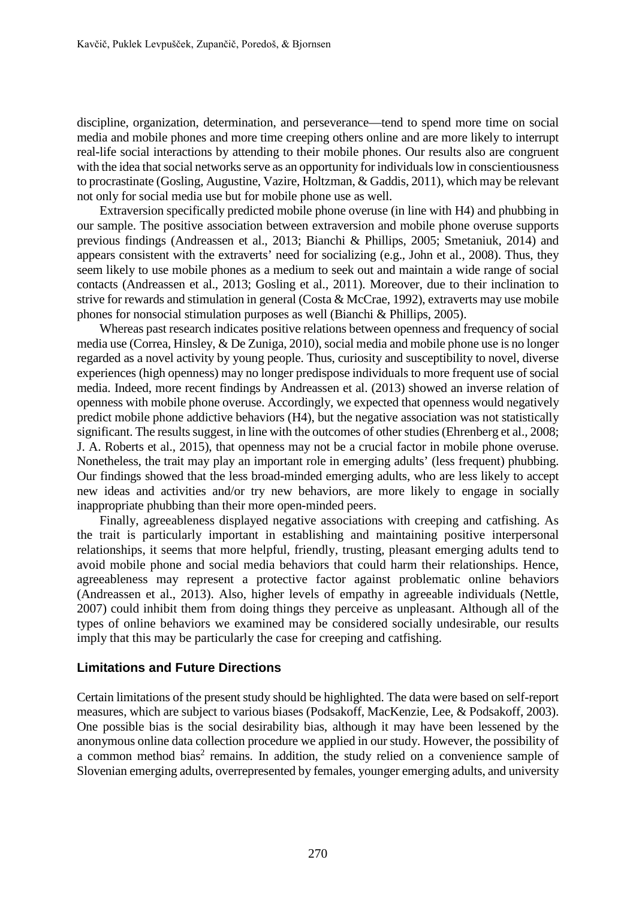discipline, organization, determination, and perseverance—tend to spend more time on social media and mobile phones and more time creeping others online and are more likely to interrupt real-life social interactions by attending to their mobile phones. Our results also are congruent with the idea that social networks serve as an opportunity for individuals low in conscientiousness to procrastinate (Gosling, Augustine, Vazire, Holtzman, & Gaddis, 2011), which may be relevant not only for social media use but for mobile phone use as well.

Extraversion specifically predicted mobile phone overuse (in line with H4) and phubbing in our sample. The positive association between extraversion and mobile phone overuse supports previous findings (Andreassen et al., 2013; Bianchi & Phillips, 2005; Smetaniuk, 2014) and appears consistent with the extraverts' need for socializing (e.g., John et al., 2008). Thus, they seem likely to use mobile phones as a medium to seek out and maintain a wide range of social contacts (Andreassen et al., 2013; Gosling et al., 2011). Moreover, due to their inclination to strive for rewards and stimulation in general (Costa & McCrae, 1992), extraverts may use mobile phones for nonsocial stimulation purposes as well (Bianchi & Phillips, 2005).

Whereas past research indicates positive relations between openness and frequency of social media use (Correa, Hinsley, & De Zuniga, 2010), social media and mobile phone use is no longer regarded as a novel activity by young people. Thus, curiosity and susceptibility to novel, diverse experiences (high openness) may no longer predispose individuals to more frequent use of social media. Indeed, more recent findings by Andreassen et al. (2013) showed an inverse relation of openness with mobile phone overuse. Accordingly, we expected that openness would negatively predict mobile phone addictive behaviors (H4), but the negative association was not statistically significant. The results suggest, in line with the outcomes of other studies (Ehrenberg et al., 2008; J. A. Roberts et al., 2015), that openness may not be a crucial factor in mobile phone overuse. Nonetheless, the trait may play an important role in emerging adults' (less frequent) phubbing. Our findings showed that the less broad-minded emerging adults, who are less likely to accept new ideas and activities and/or try new behaviors, are more likely to engage in socially inappropriate phubbing than their more open-minded peers.

Finally, agreeableness displayed negative associations with creeping and catfishing. As the trait is particularly important in establishing and maintaining positive interpersonal relationships, it seems that more helpful, friendly, trusting, pleasant emerging adults tend to avoid mobile phone and social media behaviors that could harm their relationships. Hence, agreeableness may represent a protective factor against problematic online behaviors (Andreassen et al., 2013). Also, higher levels of empathy in agreeable individuals (Nettle, 2007) could inhibit them from doing things they perceive as unpleasant. Although all of the types of online behaviors we examined may be considered socially undesirable, our results imply that this may be particularly the case for creeping and catfishing.

## Limitations and Future Directions

Certain limitations of the present study should be highlighted. The data were based on self-report measures, which are subject to various biases (Podsakoff, MacKenzie, Lee, & Podsakoff, 2003). One possible bias is the social desirability bias, although it may have been lessened by the anonymous online data collection procedure we applied in our study. However, the possibility of a common method bias[2] remains. In addition, the study relied on a convenience sample of Slovenian emerging adults, overrepresented by females, younger emerging adults, and university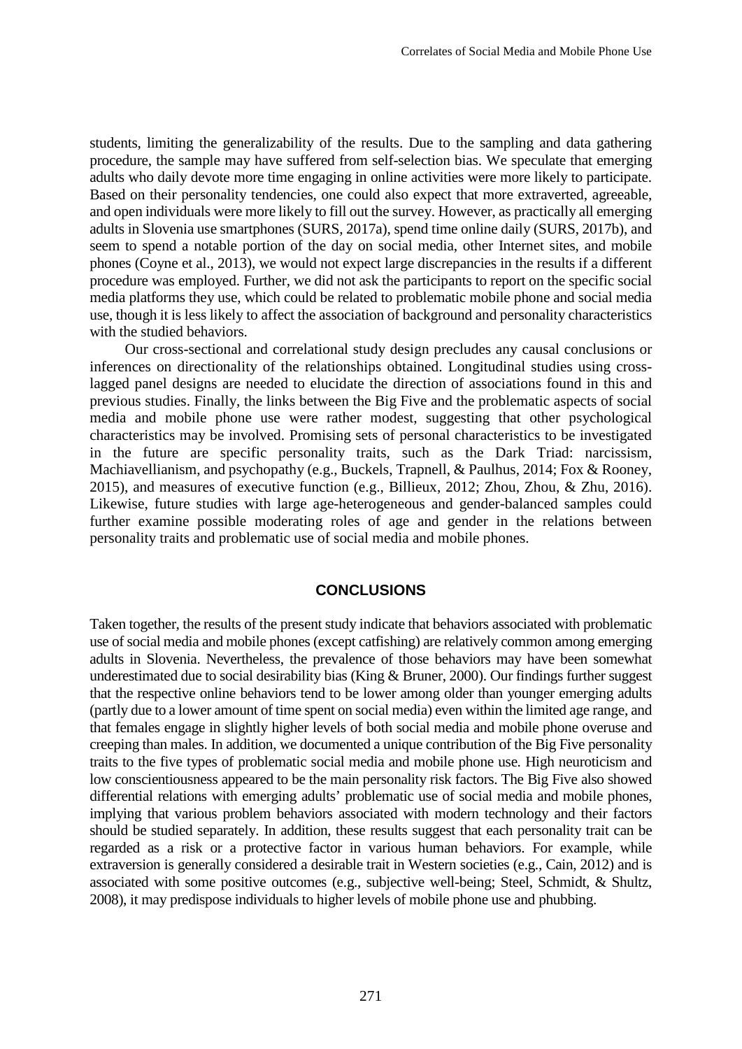students, limiting the generalizability of the results. Due to the sampling and data gathering procedure, the sample may have suffered from self-selection bias. We speculate that emerging adults who daily devote more time engaging in online activities were more likely to participate. Based on their personality tendencies, one could also expect that more extraverted, agreeable, and open individuals were more likely to fill out the survey. However, as practically all emerging adults in Slovenia use smartphones (SURS, 2017a), spend time online daily (SURS, 2017b), and seem to spend a notable portion of the day on social media, other Internet sites, and mobile phones (Coyne et al., 2013), we would not expect large discrepancies in the results if a different procedure was employed. Further, we did not ask the participants to report on the specific social media platforms they use, which could be related to problematic mobile phone and social media use, though it is less likely to affect the association of background and personality characteristics with the studied behaviors.

Our cross-sectional and correlational study design precludes any causal conclusions or inferences on directionality of the relationships obtained. Longitudinal studies using cross-lagged panel designs are needed to elucidate the direction of associations found in this and previous studies. Finally, the links between the Big Five and the problematic aspects of social media and mobile phone use were rather modest, suggesting that other psychological characteristics may be involved. Promising sets of personal characteristics to be investigated in the future are specific personality traits, such as the Dark Triad: narcissism, Machiavellianism, and psychopathy (e.g., Buckels, Trapnell, & Paulhus, 2014; Fox & Rooney, 2015), and measures of executive function (e.g., Billieux, 2012; Zhou, Zhou, & Zhu, 2016). Likewise, future studies with large age-heterogeneous and gender-balanced samples could further examine possible moderating roles of age and gender in the relations between personality traits and problematic use of social media and mobile phones.

## CONCLUSIONS

Taken together, the results of the present study indicate that behaviors associated with problematic use of social media and mobile phones (except catfishing) are relatively common among emerging adults in Slovenia. Nevertheless, the prevalence of those behaviors may have been somewhat underestimated due to social desirability bias (King & Bruner, 2000). Our findings further suggest that the respective online behaviors tend to be lower among older than younger emerging adults (partly due to a lower amount of time spent on social media) even within the limited age range, and that females engage in slightly higher levels of both social media and mobile phone overuse and creeping than males. In addition, we documented a unique contribution of the Big Five personality traits to the five types of problematic social media and mobile phone use. High neuroticism and low conscientiousness appeared to be the main personality risk factors. The Big Five also showed differential relations with emerging adults' problematic use of social media and mobile phones, implying that various problem behaviors associated with modern technology and their factors should be studied separately. In addition, these results suggest that each personality trait can be regarded as a risk or a protective factor in various human behaviors. For example, while extraversion is generally considered a desirable trait in Western societies (e.g., Cain, 2012) and is associated with some positive outcomes (e.g., subjective well-being; Steel, Schmidt, & Shultz, 2008), it may predispose individuals to higher levels of mobile phone use and phubbing.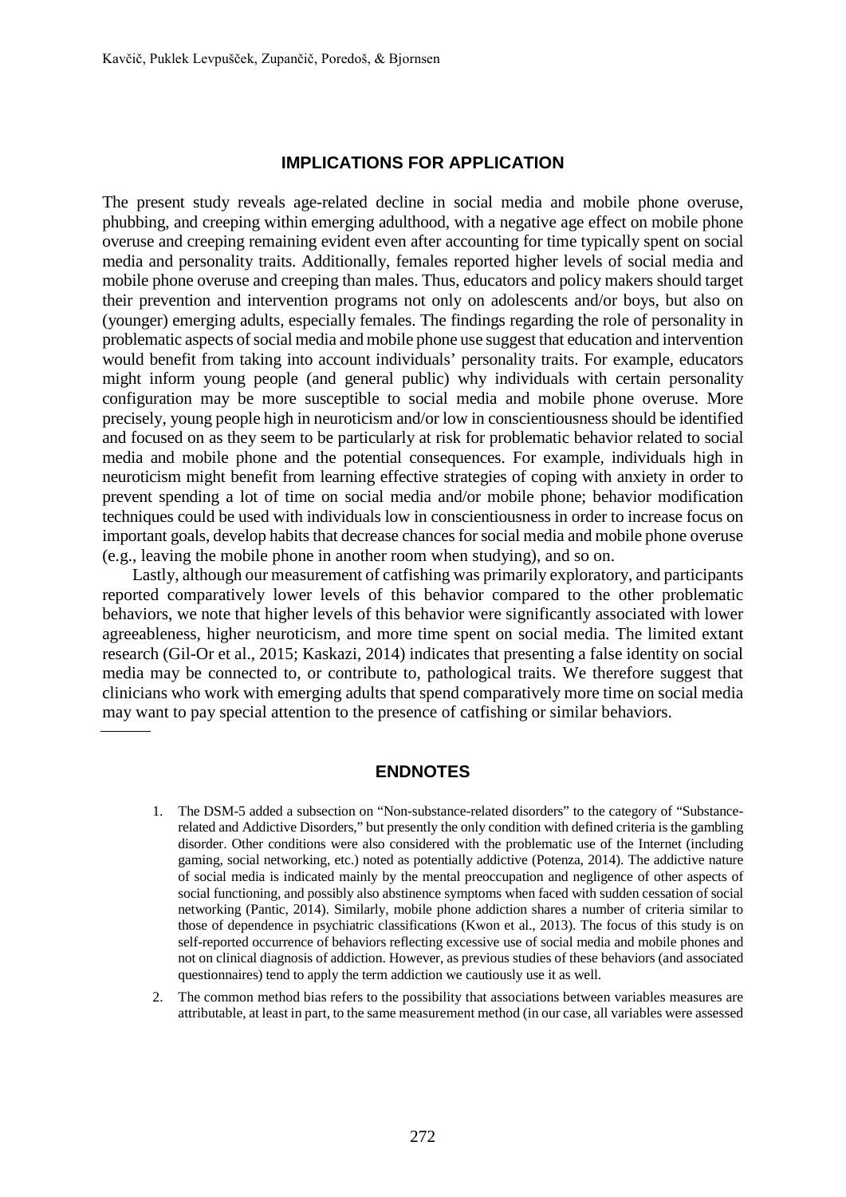## IMPLICATIONS FOR APPLICATION

The present study reveals age-related decline in social media and mobile phone overuse, phubbing, and creeping within emerging adulthood, with a negative age effect on mobile phone overuse and creeping remaining evident even after accounting for time typically spent on social media and personality traits. Additionally, females reported higher levels of social media and mobile phone overuse and creeping than males. Thus, educators and policy makers should target their prevention and intervention programs not only on adolescents and/or boys, but also on (younger) emerging adults, especially females. The findings regarding the role of personality in problematic aspects of social media and mobile phone use suggest that education and intervention would benefit from taking into account individuals' personality traits. For example, educators might inform young people (and general public) why individuals with certain personality configuration may be more susceptible to social media and mobile phone overuse. More precisely, young people high in neuroticism and/or low in conscientiousness should be identified and focused on as they seem to be particularly at risk for problematic behavior related to social media and mobile phone and the potential consequences. For example, individuals high in neuroticism might benefit from learning effective strategies of coping with anxiety in order to prevent spending a lot of time on social media and/or mobile phone; behavior modification techniques could be used with individuals low in conscientiousness in order to increase focus on important goals, develop habits that decrease chances for social media and mobile phone overuse (e.g., leaving the mobile phone in another room when studying), and so on.

Lastly, although our measurement of catfishing was primarily exploratory, and participants reported comparatively lower levels of this behavior compared to the other problematic behaviors, we note that higher levels of this behavior were significantly associated with lower agreeableness, higher neuroticism, and more time spent on social media. The limited extant research (Gil-Or et al., 2015; Kaskazi, 2014) indicates that presenting a false identity on social media may be connected to, or contribute to, pathological traits. We therefore suggest that clinicians who work with emerging adults that spend comparatively more time on social media may want to pay special attention to the presence of catfishing or similar behaviors.

## ENDNOTES

1. The DSM-5 added a subsection on "Non-substance-related disorders" to the category of "Substance-related and Addictive Disorders," but presently the only condition with defined criteria is the gambling disorder. Other conditions were also considered with the problematic use of the Internet (including gaming, social networking, etc.) noted as potentially addictive (Potenza, 2014). The addictive nature of social media is indicated mainly by the mental preoccupation and negligence of other aspects of social functioning, and possibly also abstinence symptoms when faced with sudden cessation of social networking (Pantic, 2014). Similarly, mobile phone addiction shares a number of criteria similar to those of dependence in psychiatric classifications (Kwon et al., 2013). The focus of this study is on self-reported occurrence of behaviors reflecting excessive use of social media and mobile phones and not on clinical diagnosis of addiction. However, as previous studies of these behaviors (and associated questionnaires) tend to apply the term addiction we cautiously use it as well.

2. The common method bias refers to the possibility that associations between variables measures are attributable, at least in part, to the same measurement method (in our case, all variables were assessed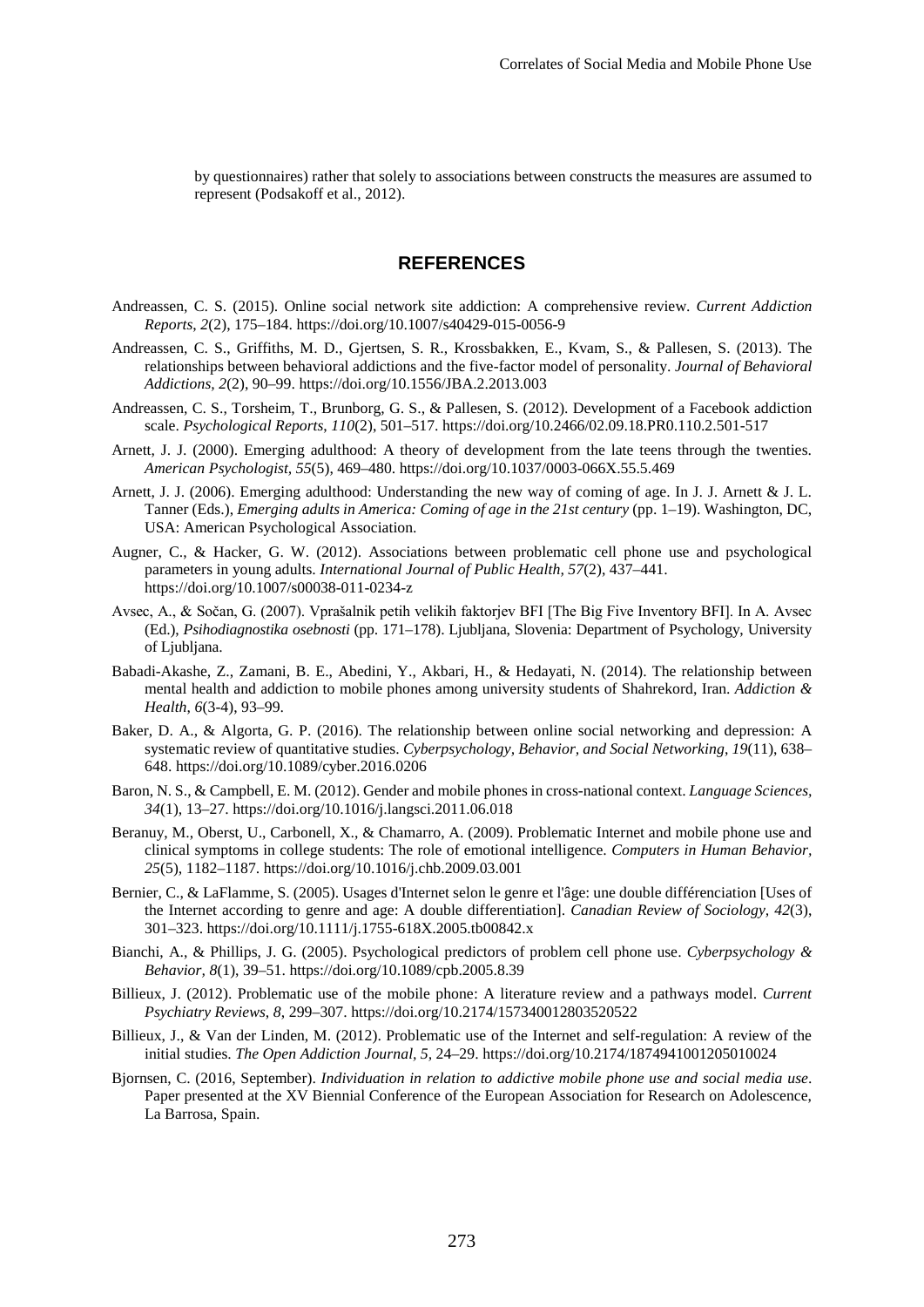by questionnaires) rather that solely to associations between constructs the measures are assumed to represent (Podsakoff et al., 2012).

## REFERENCES

Andreassen, C. S. (2015). Online social network site addiction: A comprehensive review. *Current Addiction Reports*, *2*(2), 175–184. https://doi.org/10.1007/s40429-015-0056-9

Andreassen, C. S., Griffiths, M. D., Gjertsen, S. R., Krossbakken, E., Kvam, S., & Pallesen, S. (2013). The relationships between behavioral addictions and the five-factor model of personality. *Journal of Behavioral Addictions*, *2*(2), 90–99. https://doi.org/10.1556/JBA.2.2013.003

Andreassen, C. S., Torsheim, T., Brunborg, G. S., & Pallesen, S. (2012). Development of a Facebook addiction scale. *Psychological Reports*, *110*(2), 501–517. https://doi.org/10.2466/02.09.18.PR0.110.2.501-517

Arnett, J. J. (2000). Emerging adulthood: A theory of development from the late teens through the twenties. *American Psychologist*, *55*(5), 469–480. https://doi.org/10.1037/0003-066X.55.5.469

Arnett, J. J. (2006). Emerging adulthood: Understanding the new way of coming of age. In J. J. Arnett & J. L. Tanner (Eds.), *Emerging adults in America: Coming of age in the 21st century* (pp. 1–19). Washington, DC, USA: American Psychological Association.

Augner, C., & Hacker, G. W. (2012). Associations between problematic cell phone use and psychological parameters in young adults. *International Journal of Public Health*, *57*(2), 437–441. https://doi.org/10.1007/s00038-011-0234-z

Avsec, A., & Sočan, G. (2007). Vprašalnik petih velikih faktorjev BFI [The Big Five Inventory BFI]. In A. Avsec (Ed.), *Psihodiagnostika osebnosti* (pp. 171–178). Ljubljana, Slovenia: Department of Psychology, University of Ljubljana.

Babadi-Akashe, Z., Zamani, B. E., Abedini, Y., Akbari, H., & Hedayati, N. (2014). The relationship between mental health and addiction to mobile phones among university students of Shahrekord, Iran. *Addiction & Health*, *6*(3-4), 93–99.

Baker, D. A., & Algorta, G. P. (2016). The relationship between online social networking and depression: A systematic review of quantitative studies. *Cyberpsychology, Behavior, and Social Networking*, *19*(11), 638–648. https://doi.org/10.1089/cyber.2016.0206

Baron, N. S., & Campbell, E. M. (2012). Gender and mobile phones in cross-national context. *Language Sciences*, *34*(1), 13–27. https://doi.org/10.1016/j.langsci.2011.06.018

Beranuy, M., Oberst, U., Carbonell, X., & Chamarro, A. (2009). Problematic Internet and mobile phone use and clinical symptoms in college students: The role of emotional intelligence. *Computers in Human Behavior*, *25*(5), 1182–1187. https://doi.org/10.1016/j.chb.2009.03.001

Bernier, C., & LaFlamme, S. (2005). Usages d'Internet selon le genre et l'âge: une double différenciation [Uses of the Internet according to genre and age: A double differentiation]. *Canadian Review of Sociology*, *42*(3), 301–323. https://doi.org/10.1111/j.1755-618X.2005.tb00842.x

Bianchi, A., & Phillips, J. G. (2005). Psychological predictors of problem cell phone use. *Cyberpsychology & Behavior*, *8*(1), 39–51. https://doi.org/10.1089/cpb.2005.8.39

Billieux, J. (2012). Problematic use of the mobile phone: A literature review and a pathways model. *Current Psychiatry Reviews*, *8*, 299–307. https://doi.org/10.2174/157340012803520522

Billieux, J., & Van der Linden, M. (2012). Problematic use of the Internet and self-regulation: A review of the initial studies. *The Open Addiction Journal*, *5*, 24–29. https://doi.org/10.2174/1874941001205010024

Bjornsen, C. (2016, September). *Individuation in relation to addictive mobile phone use and social media use*. Paper presented at the XV Biennial Conference of the European Association for Research on Adolescence, La Barrosa, Spain.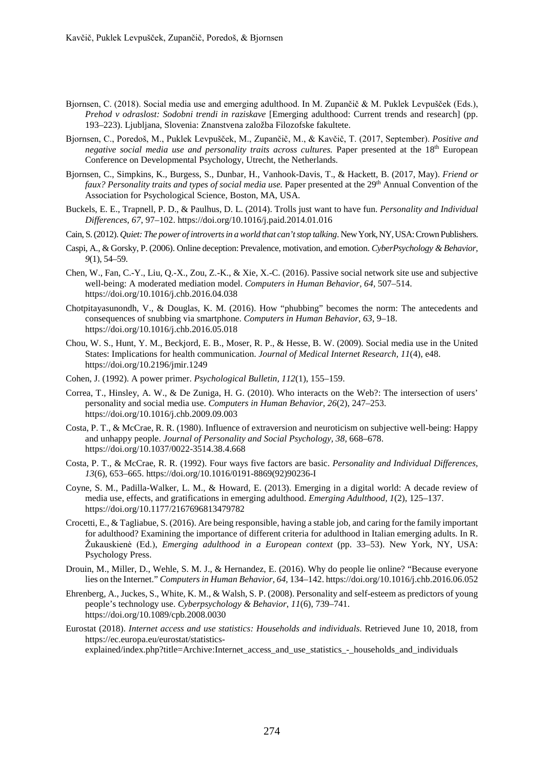Bjornsen, C. (2018). Social media use and emerging adulthood. In M. Zupančič & M. Puklek Levpušček (Eds.), *Prehod v odraslost: Sodobni trendi in raziskave* [Emerging adulthood: Current trends and research] (pp. 193–223). Ljubljana, Slovenia: Znanstvena založba Filozofske fakultete.

Bjornsen, C., Poredoš, M., Puklek Levpušček, M., Zupančič, M., & Kavčič, T. (2017, September). *Positive and negative social media use and personality traits across cultures.* Paper presented at the 18th European Conference on Developmental Psychology, Utrecht, the Netherlands.

Bjornsen, C., Simpkins, K., Burgess, S., Dunbar, H., Vanhook-Davis, T., & Hackett, B. (2017, May). *Friend or faux? Personality traits and types of social media use.* Paper presented at the 29th Annual Convention of the Association for Psychological Science, Boston, MA, USA.

Buckels, E. E., Trapnell, P. D., & Paulhus, D. L. (2014). Trolls just want to have fun. *Personality and Individual Differences*, *67*, 97–102. https://doi.org/10.1016/j.paid.2014.01.016

Cain, S. (2012). *Quiet: The power of introverts in a world that can't stop talking*. New York, NY, USA: Crown Publishers.

Caspi, A., & Gorsky, P. (2006). Online deception: Prevalence, motivation, and emotion. *CyberPsychology & Behavior*, *9*(1), 54–59.

Chen, W., Fan, C.-Y., Liu, Q.-X., Zou, Z.-K., & Xie, X.-C. (2016). Passive social network site use and subjective well-being: A moderated mediation model. *Computers in Human Behavior*, *64*, 507–514. https://doi.org/10.1016/j.chb.2016.04.038

Chotpitayasunondh, V., & Douglas, K. M. (2016). How "phubbing" becomes the norm: The antecedents and consequences of snubbing via smartphone. *Computers in Human Behavior*, *63*, 9–18. https://doi.org/10.1016/j.chb.2016.05.018

Chou, W. S., Hunt, Y. M., Beckjord, E. B., Moser, R. P., & Hesse, B. W. (2009). Social media use in the United States: Implications for health communication. *Journal of Medical Internet Research*, *11*(4), e48. https://doi.org/10.2196/jmir.1249

Cohen, J. (1992). A power primer. *Psychological Bulletin, 112*(1), 155–159.

Correa, T., Hinsley, A. W., & De Zuniga, H. G. (2010). Who interacts on the Web?: The intersection of users' personality and social media use. *Computers in Human Behavior*, *26*(2), 247–253. https://doi.org/10.1016/j.chb.2009.09.003

Costa, P. T., & McCrae, R. R. (1980). Influence of extraversion and neuroticism on subjective well-being: Happy and unhappy people. *Journal of Personality and Social Psychology, 38*, 668–678. https://doi.org/10.1037/0022-3514.38.4.668

Costa, P. T., & McCrae, R. R. (1992). Four ways five factors are basic. *Personality and Individual Differences, 13*(6), 653–665. https://doi.org/10.1016/0191-8869(92)90236-I

Coyne, S. M., Padilla-Walker, L. M., & Howard, E. (2013). Emerging in a digital world: A decade review of media use, effects, and gratifications in emerging adulthood. *Emerging Adulthood, 1*(2), 125–137. https://doi.org/10.1177/2167696813479782

Crocetti, E., & Tagliabue, S. (2016). Are being responsible, having a stable job, and caring for the family important for adulthood? Examining the importance of different criteria for adulthood in Italian emerging adults. In R. Žukauskienė (Ed.), *Emerging adulthood in a European context* (pp. 33–53). New York, NY, USA: Psychology Press.

Drouin, M., Miller, D., Wehle, S. M. J., & Hernandez, E. (2016). Why do people lie online? "Because everyone lies on the Internet." *Computers in Human Behavior, 64*, 134–142. https://doi.org/10.1016/j.chb.2016.06.052

Ehrenberg, A., Juckes, S., White, K. M., & Walsh, S. P. (2008). Personality and self-esteem as predictors of young people's technology use. *Cyberpsychology & Behavior*, *11*(6), 739–741. https://doi.org/10.1089/cpb.2008.0030

Eurostat (2018). *Internet access and use statistics: Households and individuals*. Retrieved June 10, 2018, from https://ec.europa.eu/eurostat/statistics-explained/index.php?title=Archive:Internet_access_and_use_statistics_-_households_and_individuals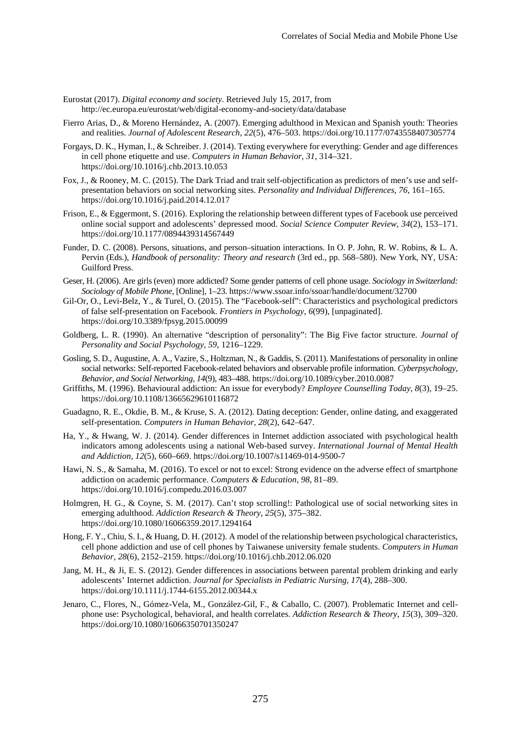Eurostat (2017). *Digital economy and society*. Retrieved July 15, 2017, from http://ec.europa.eu/eurostat/web/digital-economy-and-society/data/database

Fierro Arias, D., & Moreno Hernández, A. (2007). Emerging adulthood in Mexican and Spanish youth: Theories and realities. *Journal of Adolescent Research, 22*(5), 476–503. https://doi.org/10.1177/0743558407305774

Forgays, D. K., Hyman, I., & Schreiber. J. (2014). Texting everywhere for everything: Gender and age differences in cell phone etiquette and use. *Computers in Human Behavior, 31*, 314–321. https://doi.org/10.1016/j.chb.2013.10.053

Fox, J., & Rooney, M. C. (2015). The Dark Triad and trait self-objectification as predictors of men's use and self-presentation behaviors on social networking sites. *Personality and Individual Differences, 76*, 161–165. https://doi.org/10.1016/j.paid.2014.12.017

Frison, E., & Eggermont, S. (2016). Exploring the relationship between different types of Facebook use perceived online social support and adolescents' depressed mood. *Social Science Computer Review, 34*(2), 153–171. https://doi.org/10.1177/0894439314567449

Funder, D. C. (2008). Persons, situations, and person–situation interactions. In O. P. John, R. W. Robins, & L. A. Pervin (Eds.), *Handbook of personality: Theory and research* (3rd ed., pp. 568–580). New York, NY, USA: Guilford Press.

Geser, H. (2006). Are girls (even) more addicted? Some gender patterns of cell phone usage. *Sociology in Switzerland: Sociology of Mobile Phone*, [Online], 1–23. https://www.ssoar.info/ssoar/handle/document/32700

Gil-Or, O., Levi-Belz, Y., & Turel, O. (2015). The "Facebook-self": Characteristics and psychological predictors of false self-presentation on Facebook. *Frontiers in Psychology, 6*(99), [unpaginated]. https://doi.org/10.3389/fpsyg.2015.00099

Goldberg, L. R. (1990). An alternative "description of personality": The Big Five factor structure. *Journal of Personality and Social Psychology, 59*, 1216–1229.

Gosling, S. D., Augustine, A. A., Vazire, S., Holtzman, N., & Gaddis, S. (2011). Manifestations of personality in online social networks: Self-reported Facebook-related behaviors and observable profile information. *Cyberpsychology, Behavior, and Social Networking, 14*(9), 483–488. https://doi.org/10.1089/cyber.2010.0087

Griffiths, M. (1996). Behavioural addiction: An issue for everybody? *Employee Counselling Today, 8*(3), 19–25. https://doi.org/10.1108/13665629610116872

Guadagno, R. E., Okdie, B. M., & Kruse, S. A. (2012). Dating deception: Gender, online dating, and exaggerated self-presentation. *Computers in Human Behavior, 28*(2), 642–647.

Ha, Y., & Hwang, W. J. (2014). Gender differences in Internet addiction associated with psychological health indicators among adolescents using a national Web-based survey. *International Journal of Mental Health and Addiction, 12*(5), 660–669. https://doi.org/10.1007/s11469-014-9500-7

Hawi, N. S., & Samaha, M. (2016). To excel or not to excel: Strong evidence on the adverse effect of smartphone addiction on academic performance. *Computers & Education, 98*, 81–89. https://doi.org/10.1016/j.compedu.2016.03.007

Holmgren, H. G., & Coyne, S. M. (2017). Can't stop scrolling!: Pathological use of social networking sites in emerging adulthood. *Addiction Research & Theory, 25*(5), 375–382. https://doi.org/10.1080/16066359.2017.1294164

Hong, F. Y., Chiu, S. I., & Huang, D. H. (2012). A model of the relationship between psychological characteristics, cell phone addiction and use of cell phones by Taiwanese university female students. *Computers in Human Behavior, 28*(6), 2152–2159. https://doi.org/10.1016/j.chb.2012.06.020

Jang, M. H., & Ji, E. S. (2012). Gender differences in associations between parental problem drinking and early adolescents' Internet addiction. *Journal for Specialists in Pediatric Nursing, 17*(4), 288–300. https://doi.org/10.1111/j.1744-6155.2012.00344.x

Jenaro, C., Flores, N., Gómez-Vela, M., González-Gil, F., & Caballo, C. (2007). Problematic Internet and cell-phone use: Psychological, behavioral, and health correlates. *Addiction Research & Theory, 15*(3), 309–320. https://doi.org/10.1080/16066350701350247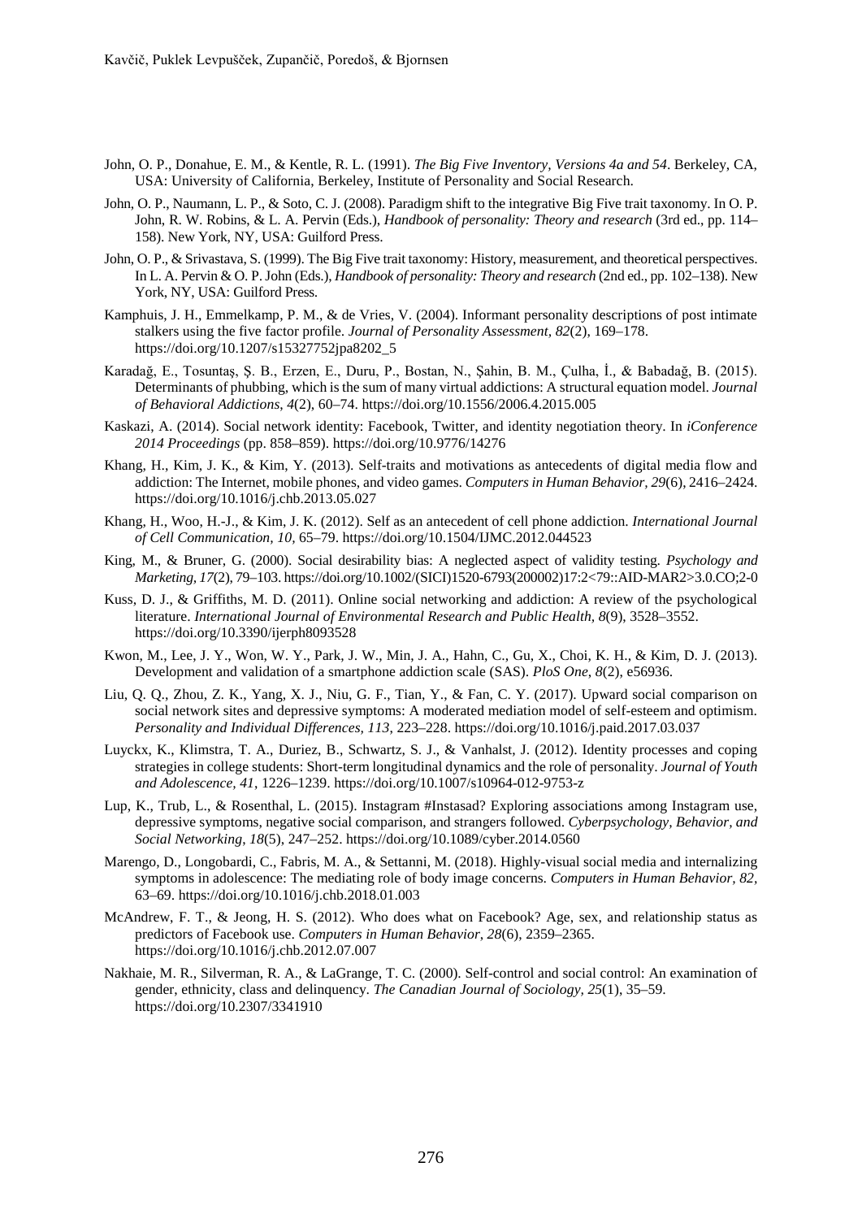John, O. P., Donahue, E. M., & Kentle, R. L. (1991). *The Big Five Inventory, Versions 4a and 54*. Berkeley, CA, USA: University of California, Berkeley, Institute of Personality and Social Research.

John, O. P., Naumann, L. P., & Soto, C. J. (2008). Paradigm shift to the integrative Big Five trait taxonomy. In O. P. John, R. W. Robins, & L. A. Pervin (Eds.), *Handbook of personality: Theory and research* (3rd ed., pp. 114–158). New York, NY, USA: Guilford Press.

John, O. P., & Srivastava, S. (1999). The Big Five trait taxonomy: History, measurement, and theoretical perspectives. In L. A. Pervin & O. P. John (Eds.), *Handbook of personality: Theory and research* (2nd ed., pp. 102–138). New York, NY, USA: Guilford Press.

Kamphuis, J. H., Emmelkamp, P. M., & de Vries, V. (2004). Informant personality descriptions of post intimate stalkers using the five factor profile. *Journal of Personality Assessment, 82*(2), 169–178. https://doi.org/10.1207/s15327752jpa8202_5

Karadağ, E., Tosuntaş, Ş. B., Erzen, E., Duru, P., Bostan, N., Şahin, B. M., Çulha, İ., & Babadağ, B. (2015). Determinants of phubbing, which is the sum of many virtual addictions: A structural equation model. *Journal of Behavioral Addictions*, *4*(2), 60–74. https://doi.org/10.1556/2006.4.2015.005

Kaskazi, A. (2014). Social network identity: Facebook, Twitter, and identity negotiation theory. In *iConference 2014 Proceedings* (pp. 858–859). https://doi.org/10.9776/14276

Khang, H., Kim, J. K., & Kim, Y. (2013). Self-traits and motivations as antecedents of digital media flow and addiction: The Internet, mobile phones, and video games. *Computers in Human Behavior, 29*(6), 2416–2424. https://doi.org/10.1016/j.chb.2013.05.027

Khang, H., Woo, H.-J., & Kim, J. K. (2012). Self as an antecedent of cell phone addiction. *International Journal of Cell Communication, 10*, 65–79. https://doi.org/10.1504/IJMC.2012.044523

King, M., & Bruner, G. (2000). Social desirability bias: A neglected aspect of validity testing. *Psychology and Marketing, 17*(2), 79–103. https://doi.org/10.1002/(SICI)1520-6793(200002)17:2<79::AID-MAR2>3.0.CO;2-0

Kuss, D. J., & Griffiths, M. D. (2011). Online social networking and addiction: A review of the psychological literature. *International Journal of Environmental Research and Public Health, 8*(9), 3528–3552. https://doi.org/10.3390/ijerph8093528

Kwon, M., Lee, J. Y., Won, W. Y., Park, J. W., Min, J. A., Hahn, C., Gu, X., Choi, K. H., & Kim, D. J. (2013). Development and validation of a smartphone addiction scale (SAS). *PloS One*, *8*(2), e56936.

Liu, Q. Q., Zhou, Z. K., Yang, X. J., Niu, G. F., Tian, Y., & Fan, C. Y. (2017). Upward social comparison on social network sites and depressive symptoms: A moderated mediation model of self-esteem and optimism. *Personality and Individual Differences, 113*, 223–228. https://doi.org/10.1016/j.paid.2017.03.037

Luyckx, K., Klimstra, T. A., Duriez, B., Schwartz, S. J., & Vanhalst, J. (2012). Identity processes and coping strategies in college students: Short-term longitudinal dynamics and the role of personality. *Journal of Youth and Adolescence, 41*, 1226–1239. https://doi.org/10.1007/s10964-012-9753-z

Lup, K., Trub, L., & Rosenthal, L. (2015). Instagram #Instasad? Exploring associations among Instagram use, depressive symptoms, negative social comparison, and strangers followed. *Cyberpsychology, Behavior, and Social Networking*, *18*(5), 247–252. https://doi.org/10.1089/cyber.2014.0560

Marengo, D., Longobardi, C., Fabris, M. A., & Settanni, M. (2018). Highly-visual social media and internalizing symptoms in adolescence: The mediating role of body image concerns. *Computers in Human Behavior, 82*, 63–69. https://doi.org/10.1016/j.chb.2018.01.003

McAndrew, F. T., & Jeong, H. S. (2012). Who does what on Facebook? Age, sex, and relationship status as predictors of Facebook use. *Computers in Human Behavior, 28*(6), 2359–2365. https://doi.org/10.1016/j.chb.2012.07.007

Nakhaie, M. R., Silverman, R. A., & LaGrange, T. C. (2000). Self-control and social control: An examination of gender, ethnicity, class and delinquency. *The Canadian Journal of Sociology, 25*(1), 35–59. https://doi.org/10.2307/3341910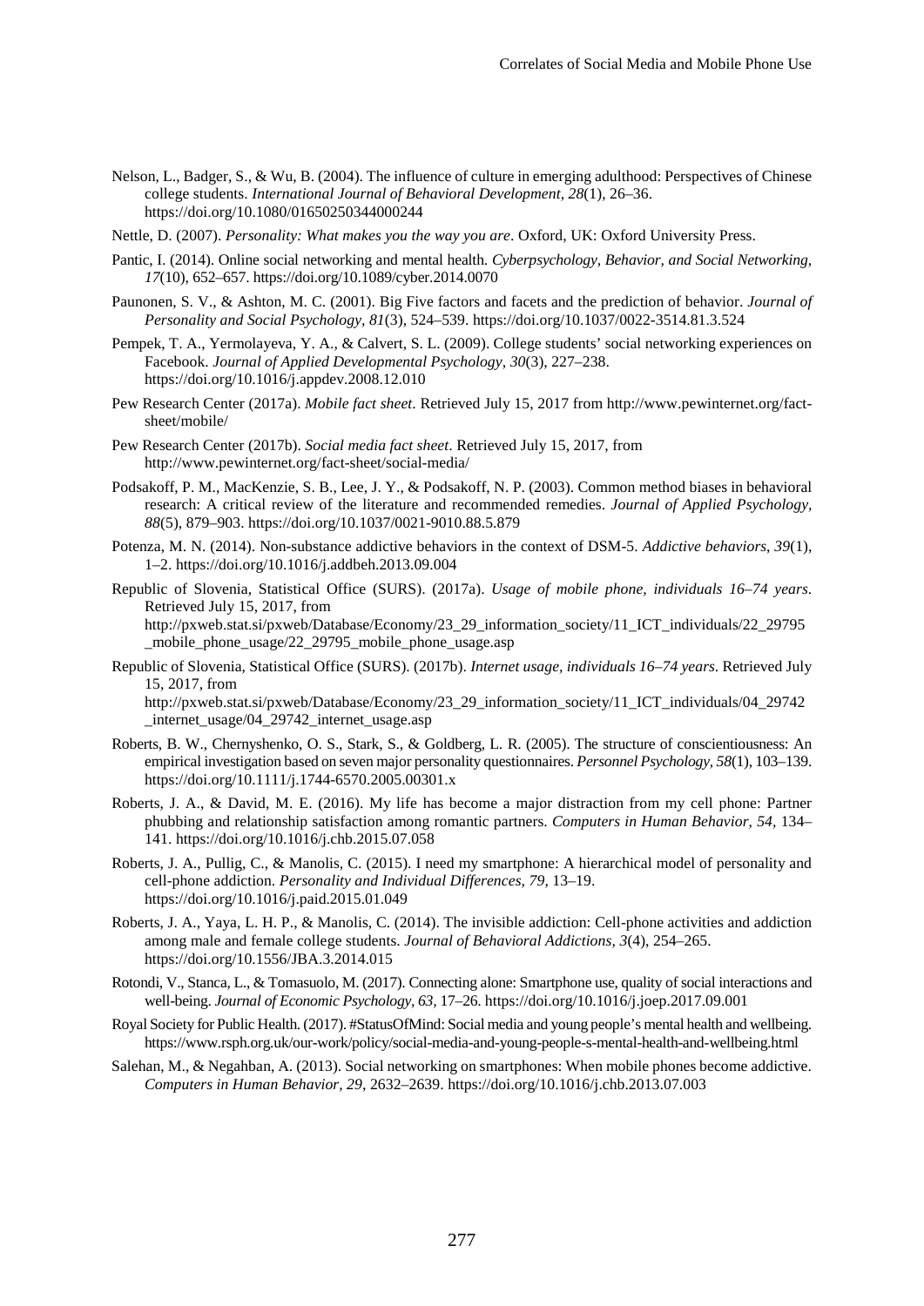Nelson, L., Badger, S., & Wu, B. (2004). The influence of culture in emerging adulthood: Perspectives of Chinese college students. *International Journal of Behavioral Development, 28*(1), 26–36. https://doi.org/10.1080/01650250344000244

Nettle, D. (2007). *Personality: What makes you the way you are*. Oxford, UK: Oxford University Press.

Pantic, I. (2014). Online social networking and mental health. *Cyberpsychology, Behavior, and Social Networking, 17*(10), 652–657. https://doi.org/10.1089/cyber.2014.0070

Paunonen, S. V., & Ashton, M. C. (2001). Big Five factors and facets and the prediction of behavior. *Journal of Personality and Social Psychology, 81*(3), 524–539. https://doi.org/10.1037/0022-3514.81.3.524

Pempek, T. A., Yermolayeva, Y. A., & Calvert, S. L. (2009). College students' social networking experiences on Facebook. *Journal of Applied Developmental Psychology, 30*(3), 227–238. https://doi.org/10.1016/j.appdev.2008.12.010

Pew Research Center (2017a). *Mobile fact sheet*. Retrieved July 15, 2017 from http://www.pewinternet.org/fact-sheet/mobile/

Pew Research Center (2017b). *Social media fact sheet*. Retrieved July 15, 2017, from http://www.pewinternet.org/fact-sheet/social-media/

Podsakoff, P. M., MacKenzie, S. B., Lee, J. Y., & Podsakoff, N. P. (2003). Common method biases in behavioral research: A critical review of the literature and recommended remedies. *Journal of Applied Psychology, 88*(5), 879–903. https://doi.org/10.1037/0021-9010.88.5.879

Potenza, M. N. (2014). Non-substance addictive behaviors in the context of DSM-5. *Addictive behaviors, 39*(1), 1–2. https://doi.org/10.1016/j.addbeh.2013.09.004

Republic of Slovenia, Statistical Office (SURS). (2017a). *Usage of mobile phone, individuals 16–74 years*. Retrieved July 15, 2017, from http://pxweb.stat.si/pxweb/Database/Economy/23_29_information_society/11_ICT_individuals/22_29795_mobile_phone_usage/22_29795_mobile_phone_usage.asp

Republic of Slovenia, Statistical Office (SURS). (2017b). *Internet usage, individuals 16–74 years*. Retrieved July 15, 2017, from http://pxweb.stat.si/pxweb/Database/Economy/23_29_information_society/11_ICT_individuals/04_29742_internet_usage/04_29742_internet_usage.asp

Roberts, B. W., Chernyshenko, O. S., Stark, S., & Goldberg, L. R. (2005). The structure of conscientiousness: An empirical investigation based on seven major personality questionnaires. *Personnel Psychology, 58*(1), 103–139. https://doi.org/10.1111/j.1744-6570.2005.00301.x

Roberts, J. A., & David, M. E. (2016). My life has become a major distraction from my cell phone: Partner phubbing and relationship satisfaction among romantic partners. *Computers in Human Behavior, 54*, 134–141. https://doi.org/10.1016/j.chb.2015.07.058

Roberts, J. A., Pullig, C., & Manolis, C. (2015). I need my smartphone: A hierarchical model of personality and cell-phone addiction. *Personality and Individual Differences, 79*, 13–19. https://doi.org/10.1016/j.paid.2015.01.049

Roberts, J. A., Yaya, L. H. P., & Manolis, C. (2014). The invisible addiction: Cell-phone activities and addiction among male and female college students. *Journal of Behavioral Addictions, 3*(4), 254–265. https://doi.org/10.1556/JBA.3.2014.015

Rotondi, V., Stanca, L., & Tomasuolo, M. (2017). Connecting alone: Smartphone use, quality of social interactions and well-being. *Journal of Economic Psychology, 63*, 17–26. https://doi.org/10.1016/j.joep.2017.09.001

Royal Society for Public Health. (2017). #StatusOfMind: Social media and young people's mental health and wellbeing. https://www.rsph.org.uk/our-work/policy/social-media-and-young-people-s-mental-health-and-wellbeing.html

Salehan, M., & Negahban, A. (2013). Social networking on smartphones: When mobile phones become addictive. *Computers in Human Behavior, 29*, 2632–2639. https://doi.org/10.1016/j.chb.2013.07.003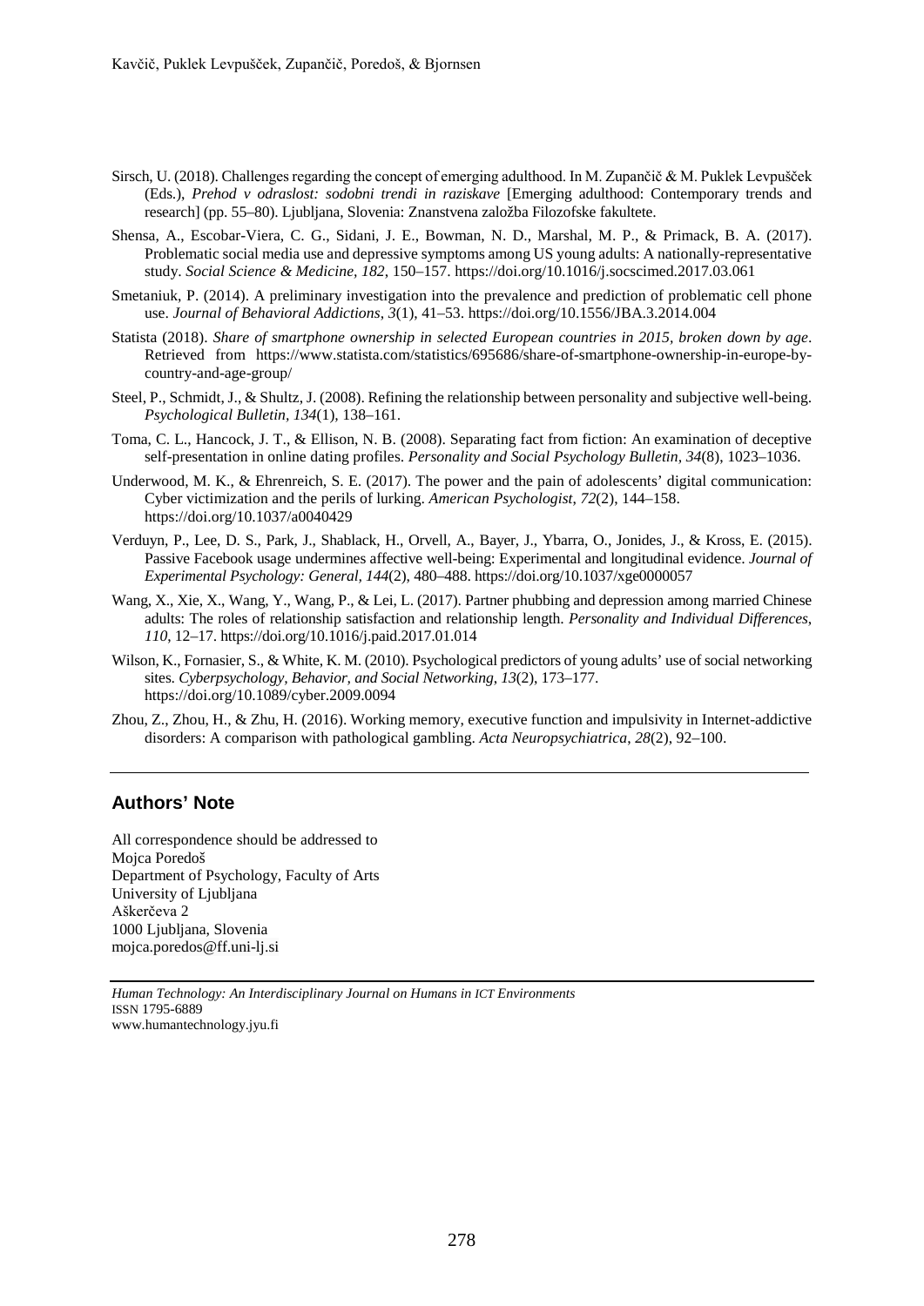Sirsch, U. (2018). Challenges regarding the concept of emerging adulthood. In M. Zupančič & M. Puklek Levpušček (Eds.), *Prehod v odraslost: sodobni trendi in raziskave* [Emerging adulthood: Contemporary trends and research] (pp. 55–80). Ljubljana, Slovenia: Znanstvena založba Filozofske fakultete.

Shensa, A., Escobar-Viera, C. G., Sidani, J. E., Bowman, N. D., Marshal, M. P., & Primack, B. A. (2017). Problematic social media use and depressive symptoms among US young adults: A nationally-representative study. *Social Science & Medicine, 182*, 150–157. https://doi.org/10.1016/j.socscimed.2017.03.061

Smetaniuk, P. (2014). A preliminary investigation into the prevalence and prediction of problematic cell phone use. *Journal of Behavioral Addictions, 3*(1), 41–53. https://doi.org/10.1556/JBA.3.2014.004

Statista (2018). *Share of smartphone ownership in selected European countries in 2015, broken down by age*. Retrieved from https://www.statista.com/statistics/695686/share-of-smartphone-ownership-in-europe-by-country-and-age-group/

Steel, P., Schmidt, J., & Shultz, J. (2008). Refining the relationship between personality and subjective well-being. *Psychological Bulletin, 134*(1), 138–161.

Toma, C. L., Hancock, J. T., & Ellison, N. B. (2008). Separating fact from fiction: An examination of deceptive self-presentation in online dating profiles. *Personality and Social Psychology Bulletin, 34*(8), 1023–1036.

Underwood, M. K., & Ehrenreich, S. E. (2017). The power and the pain of adolescents' digital communication: Cyber victimization and the perils of lurking. *American Psychologist, 72*(2), 144–158. https://doi.org/10.1037/a0040429

Verduyn, P., Lee, D. S., Park, J., Shablack, H., Orvell, A., Bayer, J., Ybarra, O., Jonides, J., & Kross, E. (2015). Passive Facebook usage undermines affective well-being: Experimental and longitudinal evidence. *Journal of Experimental Psychology: General, 144*(2), 480–488. https://doi.org/10.1037/xge0000057

Wang, X., Xie, X., Wang, Y., Wang, P., & Lei, L. (2017). Partner phubbing and depression among married Chinese adults: The roles of relationship satisfaction and relationship length. *Personality and Individual Differences, 110*, 12–17. https://doi.org/10.1016/j.paid.2017.01.014

Wilson, K., Fornasier, S., & White, K. M. (2010). Psychological predictors of young adults' use of social networking sites. *Cyberpsychology, Behavior, and Social Networking, 13*(2), 173–177. https://doi.org/10.1089/cyber.2009.0094

Zhou, Z., Zhou, H., & Zhu, H. (2016). Working memory, executive function and impulsivity in Internet-addictive disorders: A comparison with pathological gambling. *Acta Neuropsychiatrica, 28*(2), 92–100.

## Authors' Note

All correspondence should be addressed to
Mojca Poredoš
Department of Psychology, Faculty of Arts
University of Ljubljana
Aškerčeva 2
1000 Ljubljana, Slovenia
mojca.poredos@ff.uni-lj.si

*Human Technology: An Interdisciplinary Journal on Humans in ICT Environments*
ISSN 1795-6889
www.humantechnology.jyu.fi